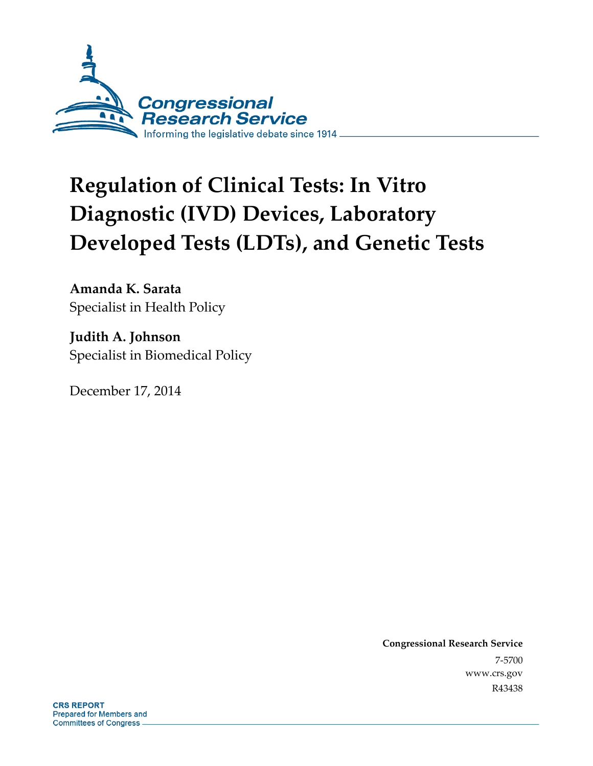Congressional Research Service

Informing the legislative debate since 1914

# Regulation of Clinical Tests: In Vitro Diagnostic (IVD) Devices, Laboratory Developed Tests (LDTs), and Genetic Tests

**Amanda K. Sarata**
Specialist in Health Policy

**Judith A. Johnson**
Specialist in Biomedical Policy

December 17, 2014

**Congressional Research Service**
7-5700
www.crs.gov
R43438

**CRS REPORT**
Prepared for Members and Committees of Congress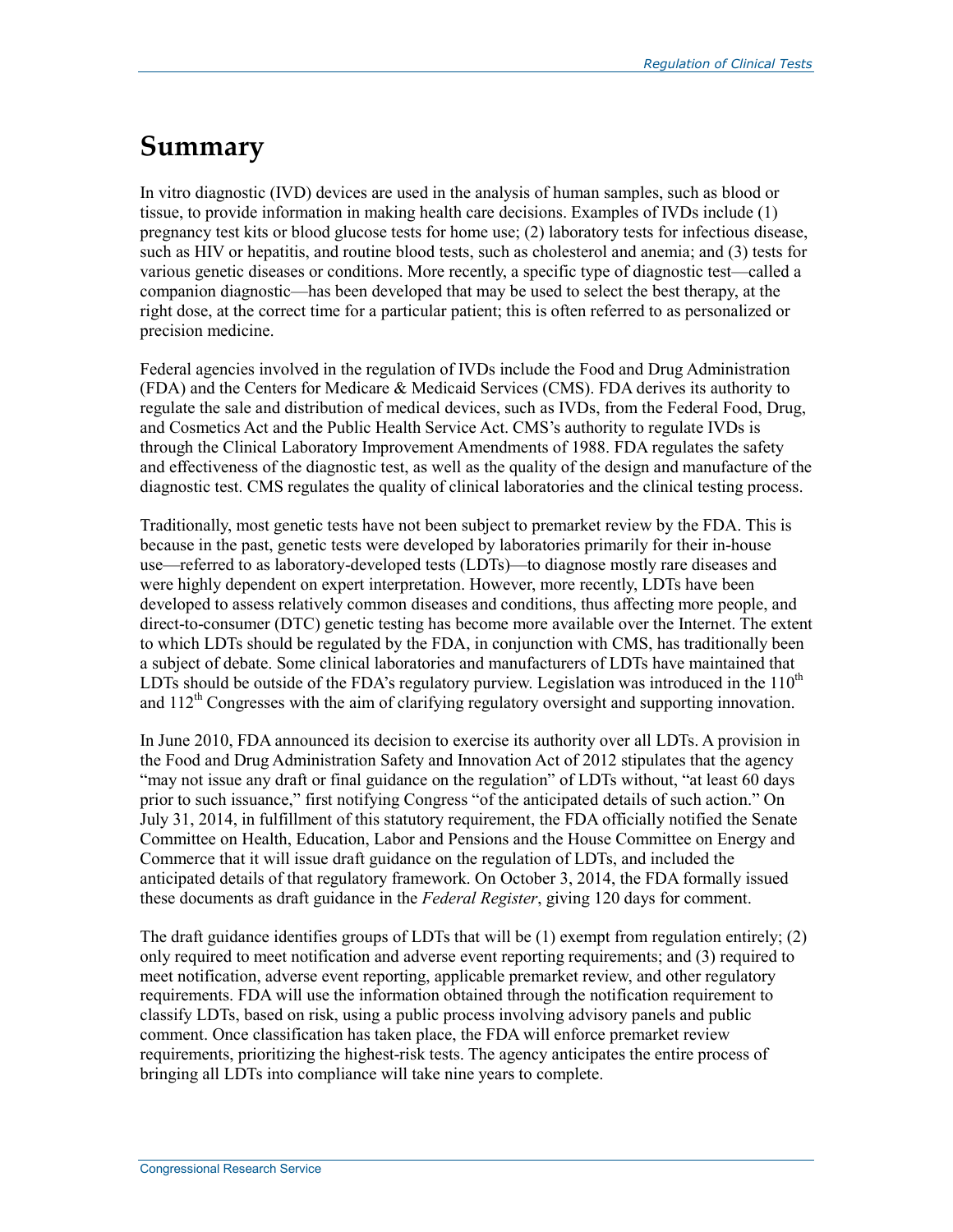# Summary

In vitro diagnostic (IVD) devices are used in the analysis of human samples, such as blood or tissue, to provide information in making health care decisions. Examples of IVDs include (1) pregnancy test kits or blood glucose tests for home use; (2) laboratory tests for infectious disease, such as HIV or hepatitis, and routine blood tests, such as cholesterol and anemia; and (3) tests for various genetic diseases or conditions. More recently, a specific type of diagnostic test—called a companion diagnostic—has been developed that may be used to select the best therapy, at the right dose, at the correct time for a particular patient; this is often referred to as personalized or precision medicine.

Federal agencies involved in the regulation of IVDs include the Food and Drug Administration (FDA) and the Centers for Medicare & Medicaid Services (CMS). FDA derives its authority to regulate the sale and distribution of medical devices, such as IVDs, from the Federal Food, Drug, and Cosmetics Act and the Public Health Service Act. CMS's authority to regulate IVDs is through the Clinical Laboratory Improvement Amendments of 1988. FDA regulates the safety and effectiveness of the diagnostic test, as well as the quality of the design and manufacture of the diagnostic test. CMS regulates the quality of clinical laboratories and the clinical testing process.

Traditionally, most genetic tests have not been subject to premarket review by the FDA. This is because in the past, genetic tests were developed by laboratories primarily for their in-house use—referred to as laboratory-developed tests (LDTs)—to diagnose mostly rare diseases and were highly dependent on expert interpretation. However, more recently, LDTs have been developed to assess relatively common diseases and conditions, thus affecting more people, and direct-to-consumer (DTC) genetic testing has become more available over the Internet. The extent to which LDTs should be regulated by the FDA, in conjunction with CMS, has traditionally been a subject of debate. Some clinical laboratories and manufacturers of LDTs have maintained that LDTs should be outside of the FDA's regulatory purview. Legislation was introduced in the 110th and 112th Congresses with the aim of clarifying regulatory oversight and supporting innovation.

In June 2010, FDA announced its decision to exercise its authority over all LDTs. A provision in the Food and Drug Administration Safety and Innovation Act of 2012 stipulates that the agency "may not issue any draft or final guidance on the regulation" of LDTs without, "at least 60 days prior to such issuance," first notifying Congress "of the anticipated details of such action." On July 31, 2014, in fulfillment of this statutory requirement, the FDA officially notified the Senate Committee on Health, Education, Labor and Pensions and the House Committee on Energy and Commerce that it will issue draft guidance on the regulation of LDTs, and included the anticipated details of that regulatory framework. On October 3, 2014, the FDA formally issued these documents as draft guidance in the *Federal Register*, giving 120 days for comment.

The draft guidance identifies groups of LDTs that will be (1) exempt from regulation entirely; (2) only required to meet notification and adverse event reporting requirements; and (3) required to meet notification, adverse event reporting, applicable premarket review, and other regulatory requirements. FDA will use the information obtained through the notification requirement to classify LDTs, based on risk, using a public process involving advisory panels and public comment. Once classification has taken place, the FDA will enforce premarket review requirements, prioritizing the highest-risk tests. The agency anticipates the entire process of bringing all LDTs into compliance will take nine years to complete.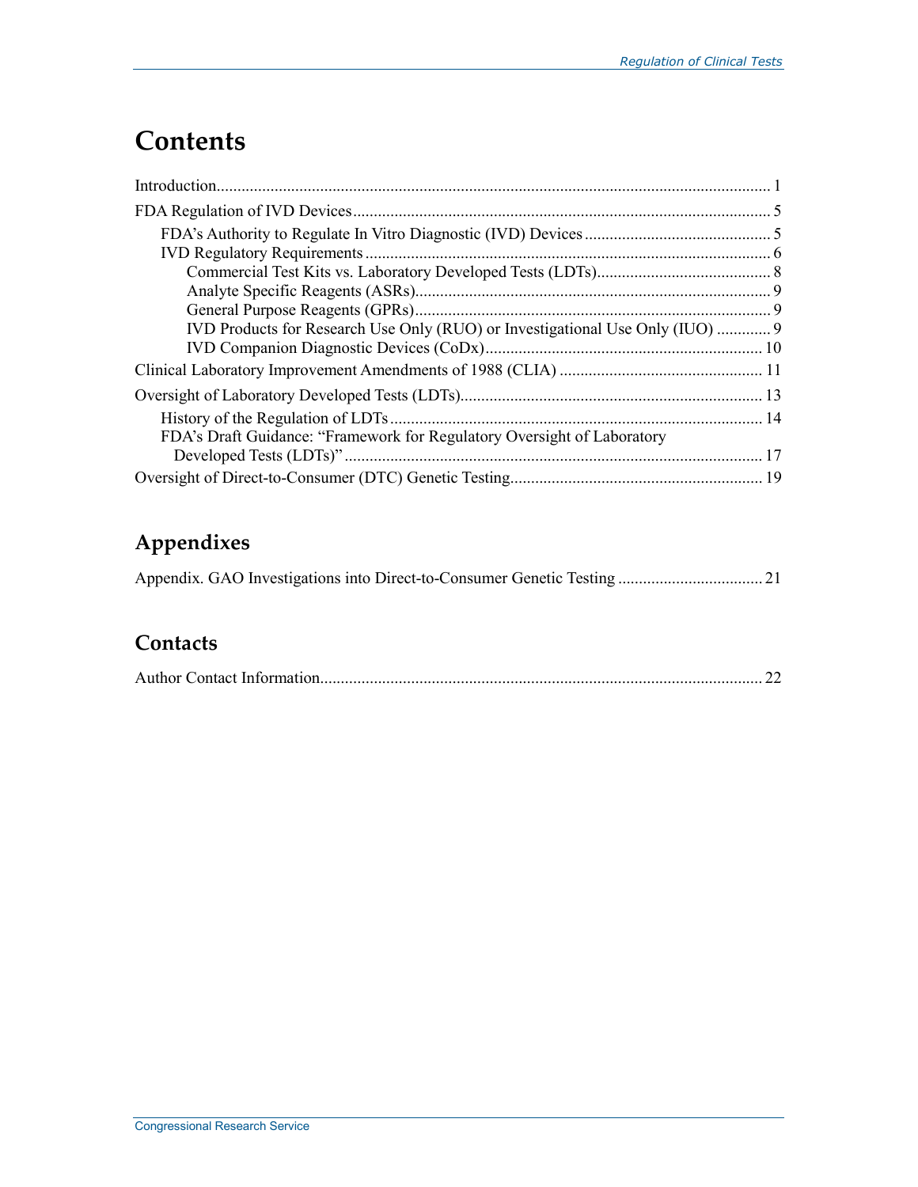# Contents

Introduction..................................................................................................................................... 1

FDA Regulation of IVD Devices.................................................................................................... 5

- FDA's Authority to Regulate In Vitro Diagnostic (IVD) Devices............................................. 5
- IVD Regulatory Requirements.................................................................................................. 6
  - Commercial Test Kits vs. Laboratory Developed Tests (LDTs).......................................... 8
  - Analyte Specific Reagents (ASRs)...................................................................................... 9
  - General Purpose Reagents (GPRs)...................................................................................... 9
  - IVD Products for Research Use Only (RUO) or Investigational Use Only (IUO) ............. 9
  - IVD Companion Diagnostic Devices (CoDx)................................................................... 10

Clinical Laboratory Improvement Amendments of 1988 (CLIA) ................................................. 11

Oversight of Laboratory Developed Tests (LDTs)......................................................................... 13

- History of the Regulation of LDTs.......................................................................................... 14
- FDA's Draft Guidance: "Framework for Regulatory Oversight of Laboratory Developed Tests (LDTs)" ..................................................................................................... 17

Oversight of Direct-to-Consumer (DTC) Genetic Testing............................................................. 19

## Appendixes

Appendix. GAO Investigations into Direct-to-Consumer Genetic Testing .................................. 21

## Contacts

Author Contact Information.......................................................................................................... 22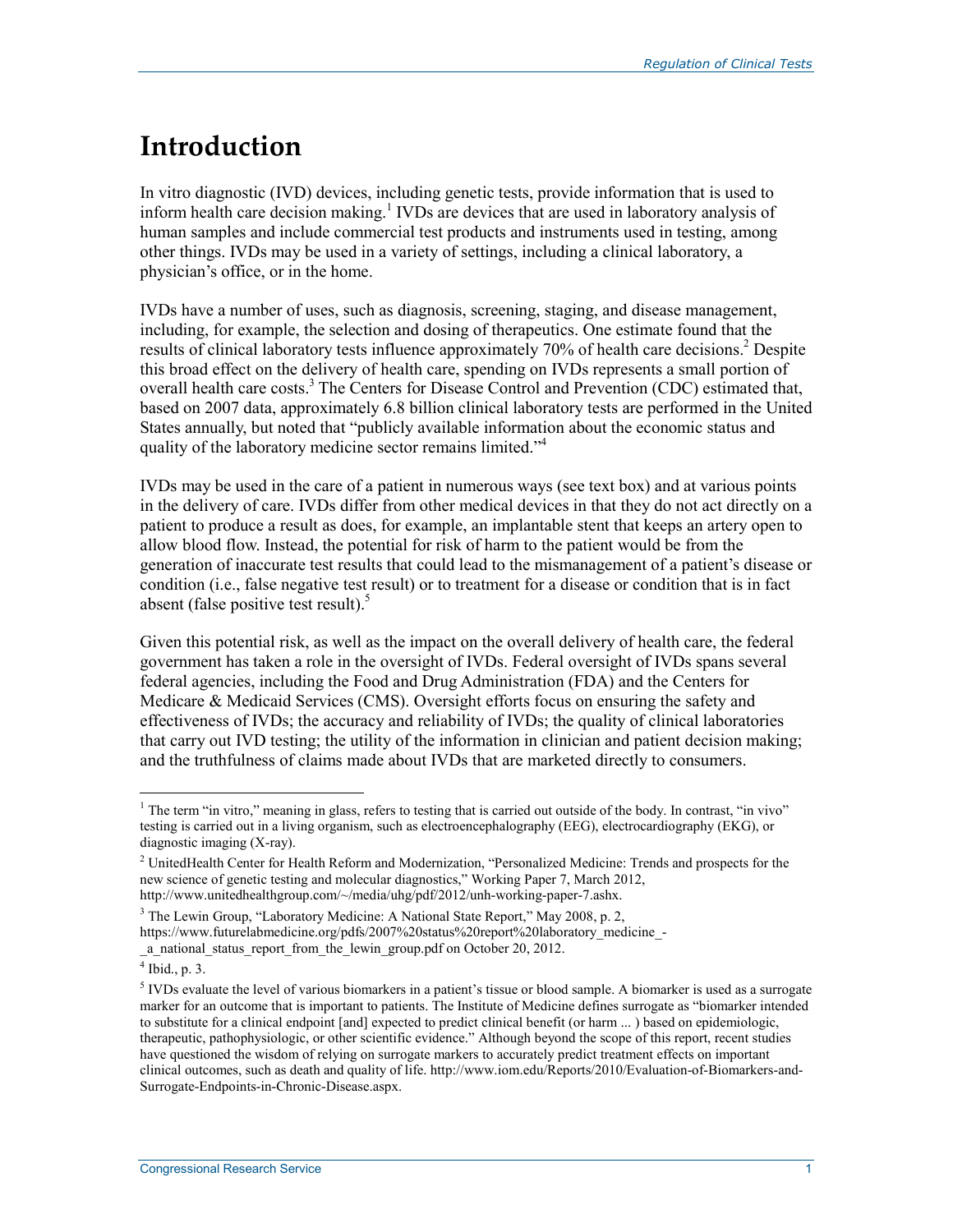# Introduction

In vitro diagnostic (IVD) devices, including genetic tests, provide information that is used to inform health care decision making.[1] IVDs are devices that are used in laboratory analysis of human samples and include commercial test products and instruments used in testing, among other things. IVDs may be used in a variety of settings, including a clinical laboratory, a physician's office, or in the home.

IVDs have a number of uses, such as diagnosis, screening, staging, and disease management, including, for example, the selection and dosing of therapeutics. One estimate found that the results of clinical laboratory tests influence approximately 70% of health care decisions.[2] Despite this broad effect on the delivery of health care, spending on IVDs represents a small portion of overall health care costs.[3] The Centers for Disease Control and Prevention (CDC) estimated that, based on 2007 data, approximately 6.8 billion clinical laboratory tests are performed in the United States annually, but noted that "publicly available information about the economic status and quality of the laboratory medicine sector remains limited."[4]

IVDs may be used in the care of a patient in numerous ways (see text box) and at various points in the delivery of care. IVDs differ from other medical devices in that they do not act directly on a patient to produce a result as does, for example, an implantable stent that keeps an artery open to allow blood flow. Instead, the potential for risk of harm to the patient would be from the generation of inaccurate test results that could lead to the mismanagement of a patient's disease or condition (i.e., false negative test result) or to treatment for a disease or condition that is in fact absent (false positive test result).[5]

Given this potential risk, as well as the impact on the overall delivery of health care, the federal government has taken a role in the oversight of IVDs. Federal oversight of IVDs spans several federal agencies, including the Food and Drug Administration (FDA) and the Centers for Medicare & Medicaid Services (CMS). Oversight efforts focus on ensuring the safety and effectiveness of IVDs; the accuracy and reliability of IVDs; the quality of clinical laboratories that carry out IVD testing; the utility of the information in clinician and patient decision making; and the truthfulness of claims made about IVDs that are marketed directly to consumers.

---

[1] The term "in vitro," meaning in glass, refers to testing that is carried out outside of the body. In contrast, "in vivo" testing is carried out in a living organism, such as electroencephalography (EEG), electrocardiography (EKG), or diagnostic imaging (X-ray).

[2] UnitedHealth Center for Health Reform and Modernization, "Personalized Medicine: Trends and prospects for the new science of genetic testing and molecular diagnostics," Working Paper 7, March 2012, http://www.unitedhealthgroup.com/~/media/uhg/pdf/2012/unh-working-paper-7.ashx.

[3] The Lewin Group, "Laboratory Medicine: A National State Report," May 2008, p. 2, https://www.futurelabmedicine.org/pdfs/2007%20status%20report%20laboratory_medicine_-_a_national_status_report_from_the_lewin_group.pdf on October 20, 2012.

[4] Ibid., p. 3.

[5] IVDs evaluate the level of various biomarkers in a patient's tissue or blood sample. A biomarker is used as a surrogate marker for an outcome that is important to patients. The Institute of Medicine defines surrogate as "biomarker intended to substitute for a clinical endpoint [and] expected to predict clinical benefit (or harm ... ) based on epidemiologic, therapeutic, pathophysiologic, or other scientific evidence." Although beyond the scope of this report, recent studies have questioned the wisdom of relying on surrogate markers to accurately predict treatment effects on important clinical outcomes, such as death and quality of life. http://www.iom.edu/Reports/2010/Evaluation-of-Biomarkers-and-Surrogate-Endpoints-in-Chronic-Disease.aspx.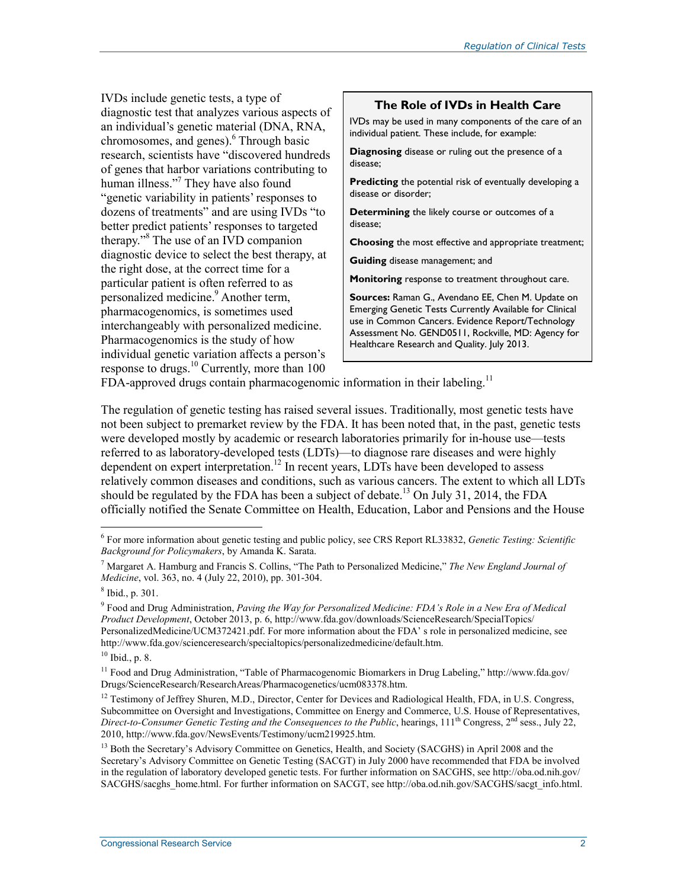IVDs include genetic tests, a type of diagnostic test that analyzes various aspects of an individual's genetic material (DNA, RNA, chromosomes, and genes).[6] Through basic research, scientists have "discovered hundreds of genes that harbor variations contributing to human illness."[7] They have also found "genetic variability in patients' responses to dozens of treatments" and are using IVDs "to better predict patients' responses to targeted therapy."[8] The use of an IVD companion diagnostic device to select the best therapy, at the right dose, at the correct time for a particular patient is often referred to as personalized medicine.[9] Another term, pharmacogenomics, is sometimes used interchangeably with personalized medicine. Pharmacogenomics is the study of how individual genetic variation affects a person's response to drugs.[10] Currently, more than 100 FDA-approved drugs contain pharmacogenomic information in their labeling.[11]

> **The Role of IVDs in Health Care**
>
> IVDs may be used in many components of the care of an individual patient. These include, for example:
>
> **Diagnosing** disease or ruling out the presence of a disease;
>
> **Predicting** the potential risk of eventually developing a disease or disorder;
>
> **Determining** the likely course or outcomes of a disease;
>
> **Choosing** the most effective and appropriate treatment;
>
> **Guiding** disease management; and
>
> **Monitoring** response to treatment throughout care.
>
> **Sources:** Raman G., Avendano EE, Chen M. Update on Emerging Genetic Tests Currently Available for Clinical use in Common Cancers. Evidence Report/Technology Assessment No. GEND0511, Rockville, MD: Agency for Healthcare Research and Quality. July 2013.

The regulation of genetic testing has raised several issues. Traditionally, most genetic tests have not been subject to premarket review by the FDA. It has been noted that, in the past, genetic tests were developed mostly by academic or research laboratories primarily for in-house use—tests referred to as laboratory-developed tests (LDTs)—to diagnose rare diseases and were highly dependent on expert interpretation.[12] In recent years, LDTs have been developed to assess relatively common diseases and conditions, such as various cancers. The extent to which all LDTs should be regulated by the FDA has been a subject of debate.[13] On July 31, 2014, the FDA officially notified the Senate Committee on Health, Education, Labor and Pensions and the House

---

[6] For more information about genetic testing and public policy, see CRS Report RL33832, *Genetic Testing: Scientific Background for Policymakers*, by Amanda K. Sarata.

[7] Margaret A. Hamburg and Francis S. Collins, "The Path to Personalized Medicine," *The New England Journal of Medicine*, vol. 363, no. 4 (July 22, 2010), pp. 301-304.

[8] Ibid., p. 301.

[9] Food and Drug Administration, *Paving the Way for Personalized Medicine: FDA's Role in a New Era of Medical Product Development*, October 2013, p. 6, http://www.fda.gov/downloads/ScienceResearch/SpecialTopics/PersonalizedMedicine/UCM372421.pdf. For more information about the FDA' s role in personalized medicine, see http://www.fda.gov/scienceresearch/specialtopics/personalizedmedicine/default.htm.

[10] Ibid., p. 8.

[11] Food and Drug Administration, "Table of Pharmacogenomic Biomarkers in Drug Labeling," http://www.fda.gov/Drugs/ScienceResearch/ResearchAreas/Pharmacogenetics/ucm083378.htm.

[12] Testimony of Jeffrey Shuren, M.D., Director, Center for Devices and Radiological Health, FDA, in U.S. Congress, Subcommittee on Oversight and Investigations, Committee on Energy and Commerce, U.S. House of Representatives, *Direct-to-Consumer Genetic Testing and the Consequences to the Public*, hearings, 111th Congress, 2nd sess., July 22, 2010, http://www.fda.gov/NewsEvents/Testimony/ucm219925.htm.

[13] Both the Secretary's Advisory Committee on Genetics, Health, and Society (SACGHS) in April 2008 and the Secretary's Advisory Committee on Genetic Testing (SACGT) in July 2000 have recommended that FDA be involved in the regulation of laboratory developed genetic tests. For further information on SACGHS, see http://oba.od.nih.gov/SACGHS/sacghs_home.html. For further information on SACGT, see http://oba.od.nih.gov/SACGHS/sacgt_info.html.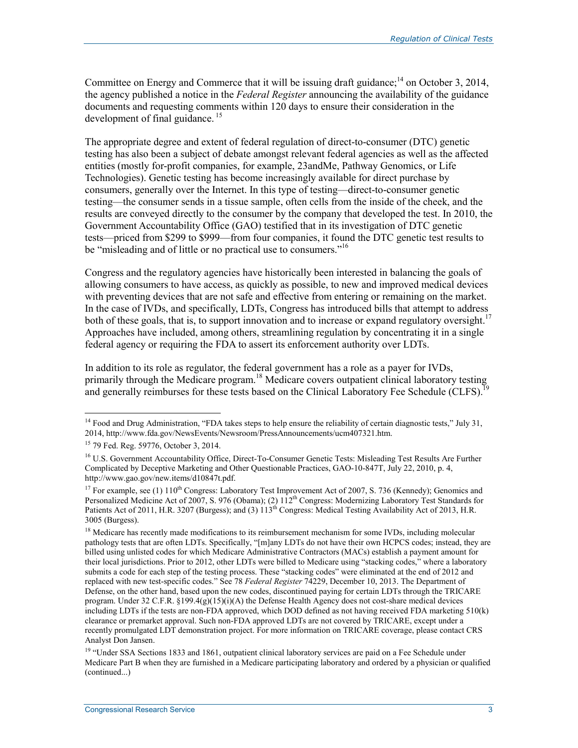Committee on Energy and Commerce that it will be issuing draft guidance;[14] on October 3, 2014, the agency published a notice in the *Federal Register* announcing the availability of the guidance documents and requesting comments within 120 days to ensure their consideration in the development of final guidance.[15]

The appropriate degree and extent of federal regulation of direct-to-consumer (DTC) genetic testing has also been a subject of debate amongst relevant federal agencies as well as the affected entities (mostly for-profit companies, for example, 23andMe, Pathway Genomics, or Life Technologies). Genetic testing has become increasingly available for direct purchase by consumers, generally over the Internet. In this type of testing—direct-to-consumer genetic testing—the consumer sends in a tissue sample, often cells from the inside of the cheek, and the results are conveyed directly to the consumer by the company that developed the test. In 2010, the Government Accountability Office (GAO) testified that in its investigation of DTC genetic tests—priced from $299 to $999—from four companies, it found the DTC genetic test results to be "misleading and of little or no practical use to consumers."[16]

Congress and the regulatory agencies have historically been interested in balancing the goals of allowing consumers to have access, as quickly as possible, to new and improved medical devices with preventing devices that are not safe and effective from entering or remaining on the market. In the case of IVDs, and specifically, LDTs, Congress has introduced bills that attempt to address both of these goals, that is, to support innovation and to increase or expand regulatory oversight.[17] Approaches have included, among others, streamlining regulation by concentrating it in a single federal agency or requiring the FDA to assert its enforcement authority over LDTs.

In addition to its role as regulator, the federal government has a role as a payer for IVDs, primarily through the Medicare program.[18] Medicare covers outpatient clinical laboratory testing and generally reimburses for these tests based on the Clinical Laboratory Fee Schedule (CLFS).[19]

---

[14] Food and Drug Administration, "FDA takes steps to help ensure the reliability of certain diagnostic tests," July 31, 2014, http://www.fda.gov/NewsEvents/Newsroom/PressAnnouncements/ucm407321.htm.

[15] 79 Fed. Reg. 59776, October 3, 2014.

[16] U.S. Government Accountability Office, Direct-To-Consumer Genetic Tests: Misleading Test Results Are Further Complicated by Deceptive Marketing and Other Questionable Practices, GAO-10-847T, July 22, 2010, p. 4, http://www.gao.gov/new.items/d10847t.pdf.

[17] For example, see (1) 110th Congress: Laboratory Test Improvement Act of 2007, S. 736 (Kennedy); Genomics and Personalized Medicine Act of 2007, S. 976 (Obama); (2) 112th Congress: Modernizing Laboratory Test Standards for Patients Act of 2011, H.R. 3207 (Burgess); and (3) 113th Congress: Medical Testing Availability Act of 2013, H.R. 3005 (Burgess).

[18] Medicare has recently made modifications to its reimbursement mechanism for some IVDs, including molecular pathology tests that are often LDTs. Specifically, "[m]any LDTs do not have their own HCPCS codes; instead, they are billed using unlisted codes for which Medicare Administrative Contractors (MACs) establish a payment amount for their local jurisdictions. Prior to 2012, other LDTs were billed to Medicare using "stacking codes," where a laboratory submits a code for each step of the testing process. These "stacking codes" were eliminated at the end of 2012 and replaced with new test-specific codes." See 78 *Federal Register* 74229, December 10, 2013. The Department of Defense, on the other hand, based upon the new codes, discontinued paying for certain LDTs through the TRICARE program. Under 32 C.F.R. §199.4(g)(15)(i)(A) the Defense Health Agency does not cost-share medical devices including LDTs if the tests are non-FDA approved, which DOD defined as not having received FDA marketing 510(k) clearance or premarket approval. Such non-FDA approved LDTs are not covered by TRICARE, except under a recently promulgated LDT demonstration project. For more information on TRICARE coverage, please contact CRS Analyst Don Jansen.

[19] "Under SSA Sections 1833 and 1861, outpatient clinical laboratory services are paid on a Fee Schedule under Medicare Part B when they are furnished in a Medicare participating laboratory and ordered by a physician or qualified (continued...)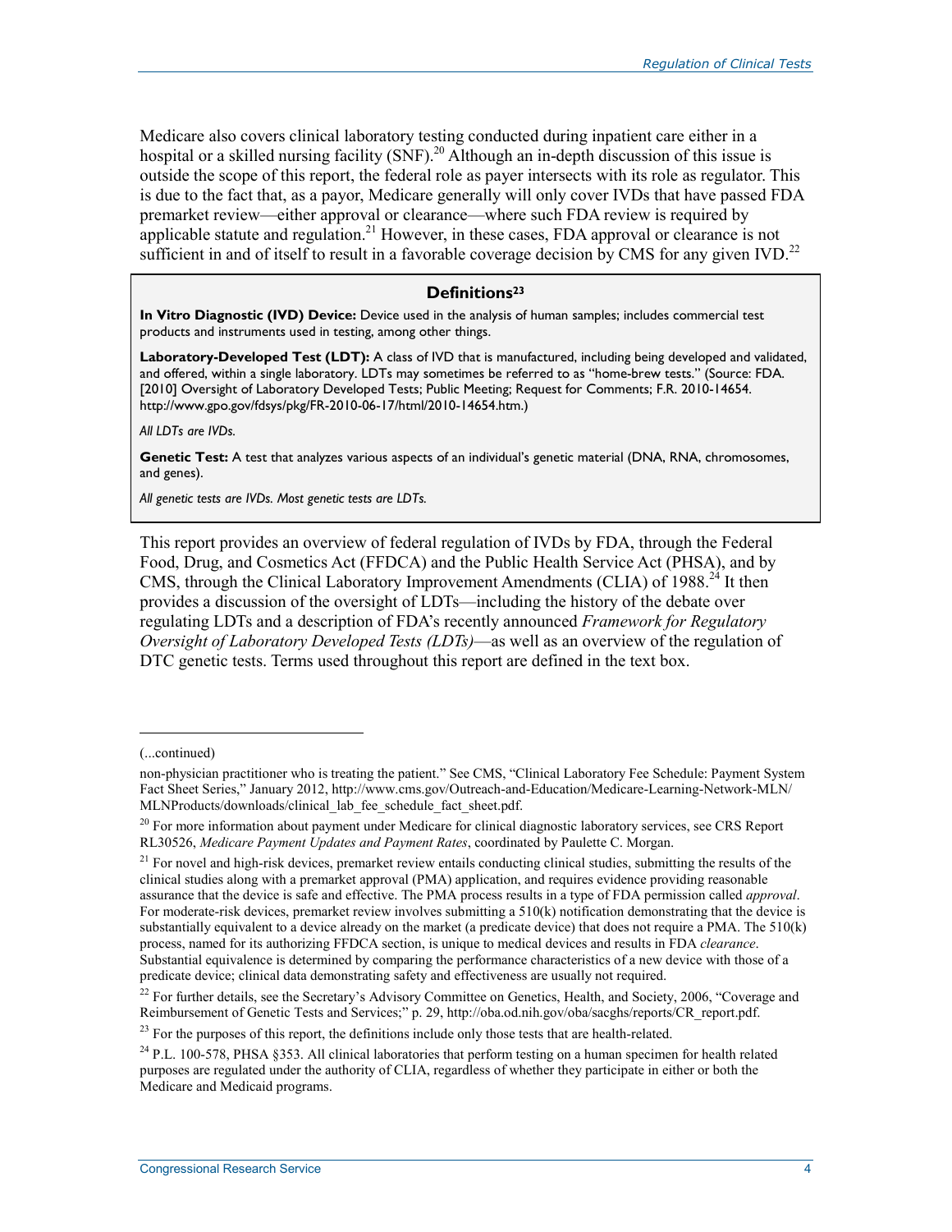Medicare also covers clinical laboratory testing conducted during inpatient care either in a hospital or a skilled nursing facility (SNF).[20] Although an in-depth discussion of this issue is outside the scope of this report, the federal role as payer intersects with its role as regulator. This is due to the fact that, as a payor, Medicare generally will only cover IVDs that have passed FDA premarket review—either approval or clearance—where such FDA review is required by applicable statute and regulation.[21] However, in these cases, FDA approval or clearance is not sufficient in and of itself to result in a favorable coverage decision by CMS for any given IVD.[22]

### Definitions[23]

**In Vitro Diagnostic (IVD) Device:** Device used in the analysis of human samples; includes commercial test products and instruments used in testing, among other things.

**Laboratory-Developed Test (LDT):** A class of IVD that is manufactured, including being developed and validated, and offered, within a single laboratory. LDTs may sometimes be referred to as "home-brew tests." (Source: FDA. [2010] Oversight of Laboratory Developed Tests; Public Meeting; Request for Comments; F.R. 2010-14654. http://www.gpo.gov/fdsys/pkg/FR-2010-06-17/html/2010-14654.htm.)

*All LDTs are IVDs.*

**Genetic Test:** A test that analyzes various aspects of an individual's genetic material (DNA, RNA, chromosomes, and genes).

*All genetic tests are IVDs. Most genetic tests are LDTs.*

This report provides an overview of federal regulation of IVDs by FDA, through the Federal Food, Drug, and Cosmetics Act (FFDCA) and the Public Health Service Act (PHSA), and by CMS, through the Clinical Laboratory Improvement Amendments (CLIA) of 1988.[24] It then provides a discussion of the oversight of LDTs—including the history of the debate over regulating LDTs and a description of FDA's recently announced *Framework for Regulatory Oversight of Laboratory Developed Tests (LDTs)*—as well as an overview of the regulation of DTC genetic tests. Terms used throughout this report are defined in the text box.

---

(...continued)

non-physician practitioner who is treating the patient." See CMS, "Clinical Laboratory Fee Schedule: Payment System Fact Sheet Series," January 2012, http://www.cms.gov/Outreach-and-Education/Medicare-Learning-Network-MLN/MLNProducts/downloads/clinical_lab_fee_schedule_fact_sheet.pdf.

[20] For more information about payment under Medicare for clinical diagnostic laboratory services, see CRS Report RL30526, *Medicare Payment Updates and Payment Rates*, coordinated by Paulette C. Morgan.

[21] For novel and high-risk devices, premarket review entails conducting clinical studies, submitting the results of the clinical studies along with a premarket approval (PMA) application, and requires evidence providing reasonable assurance that the device is safe and effective. The PMA process results in a type of FDA permission called *approval*. For moderate-risk devices, premarket review involves submitting a 510(k) notification demonstrating that the device is substantially equivalent to a device already on the market (a predicate device) that does not require a PMA. The 510(k) process, named for its authorizing FFDCA section, is unique to medical devices and results in FDA *clearance*. Substantial equivalence is determined by comparing the performance characteristics of a new device with those of a predicate device; clinical data demonstrating safety and effectiveness are usually not required.

[22] For further details, see the Secretary's Advisory Committee on Genetics, Health, and Society, 2006, "Coverage and Reimbursement of Genetic Tests and Services;" p. 29, http://oba.od.nih.gov/oba/sacghs/reports/CR_report.pdf.

[23] For the purposes of this report, the definitions include only those tests that are health-related.

[24] P.L. 100-578, PHSA §353. All clinical laboratories that perform testing on a human specimen for health related purposes are regulated under the authority of CLIA, regardless of whether they participate in either or both the Medicare and Medicaid programs.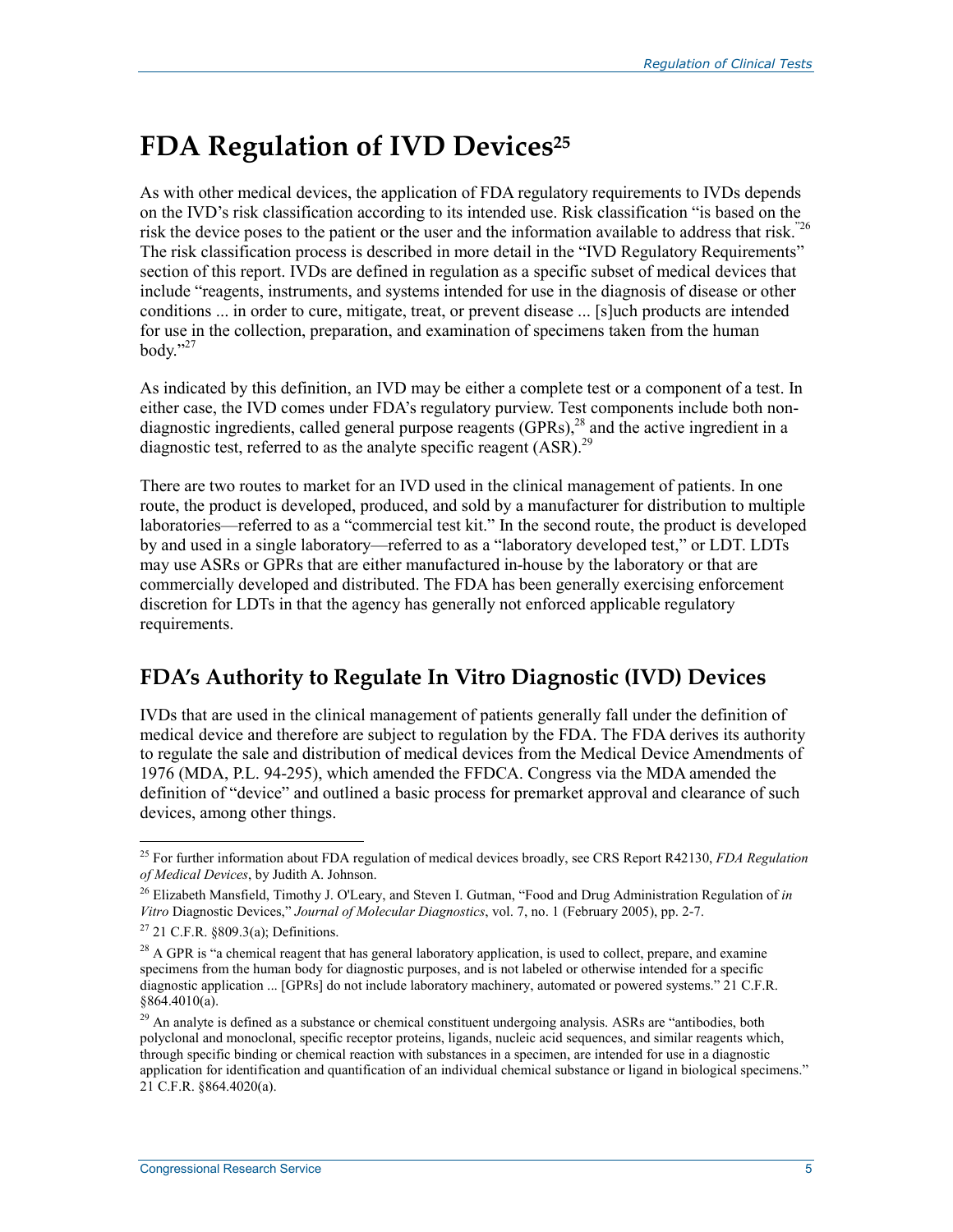# FDA Regulation of IVD Devices[25]

As with other medical devices, the application of FDA regulatory requirements to IVDs depends on the IVD's risk classification according to its intended use. Risk classification "is based on the risk the device poses to the patient or the user and the information available to address that risk."[26] The risk classification process is described in more detail in the "IVD Regulatory Requirements" section of this report. IVDs are defined in regulation as a specific subset of medical devices that include "reagents, instruments, and systems intended for use in the diagnosis of disease or other conditions ... in order to cure, mitigate, treat, or prevent disease ... [s]uch products are intended for use in the collection, preparation, and examination of specimens taken from the human body."[27]

As indicated by this definition, an IVD may be either a complete test or a component of a test. In either case, the IVD comes under FDA's regulatory purview. Test components include both non-diagnostic ingredients, called general purpose reagents (GPRs),[28] and the active ingredient in a diagnostic test, referred to as the analyte specific reagent (ASR).[29]

There are two routes to market for an IVD used in the clinical management of patients. In one route, the product is developed, produced, and sold by a manufacturer for distribution to multiple laboratories—referred to as a "commercial test kit." In the second route, the product is developed by and used in a single laboratory—referred to as a "laboratory developed test," or LDT. LDTs may use ASRs or GPRs that are either manufactured in-house by the laboratory or that are commercially developed and distributed. The FDA has been generally exercising enforcement discretion for LDTs in that the agency has generally not enforced applicable regulatory requirements.

## FDA's Authority to Regulate In Vitro Diagnostic (IVD) Devices

IVDs that are used in the clinical management of patients generally fall under the definition of medical device and therefore are subject to regulation by the FDA. The FDA derives its authority to regulate the sale and distribution of medical devices from the Medical Device Amendments of 1976 (MDA, P.L. 94-295), which amended the FFDCA. Congress via the MDA amended the definition of "device" and outlined a basic process for premarket approval and clearance of such devices, among other things.

---

[25] For further information about FDA regulation of medical devices broadly, see CRS Report R42130, *FDA Regulation of Medical Devices*, by Judith A. Johnson.

[26] Elizabeth Mansfield, Timothy J. O'Leary, and Steven I. Gutman, "Food and Drug Administration Regulation of *in Vitro* Diagnostic Devices," *Journal of Molecular Diagnostics*, vol. 7, no. 1 (February 2005), pp. 2-7.

[27] 21 C.F.R. §809.3(a); Definitions.

[28] A GPR is "a chemical reagent that has general laboratory application, is used to collect, prepare, and examine specimens from the human body for diagnostic purposes, and is not labeled or otherwise intended for a specific diagnostic application ... [GPRs] do not include laboratory machinery, automated or powered systems." 21 C.F.R. §864.4010(a).

[29] An analyte is defined as a substance or chemical constituent undergoing analysis. ASRs are "antibodies, both polyclonal and monoclonal, specific receptor proteins, ligands, nucleic acid sequences, and similar reagents which, through specific binding or chemical reaction with substances in a specimen, are intended for use in a diagnostic application for identification and quantification of an individual chemical substance or ligand in biological specimens." 21 C.F.R. §864.4020(a).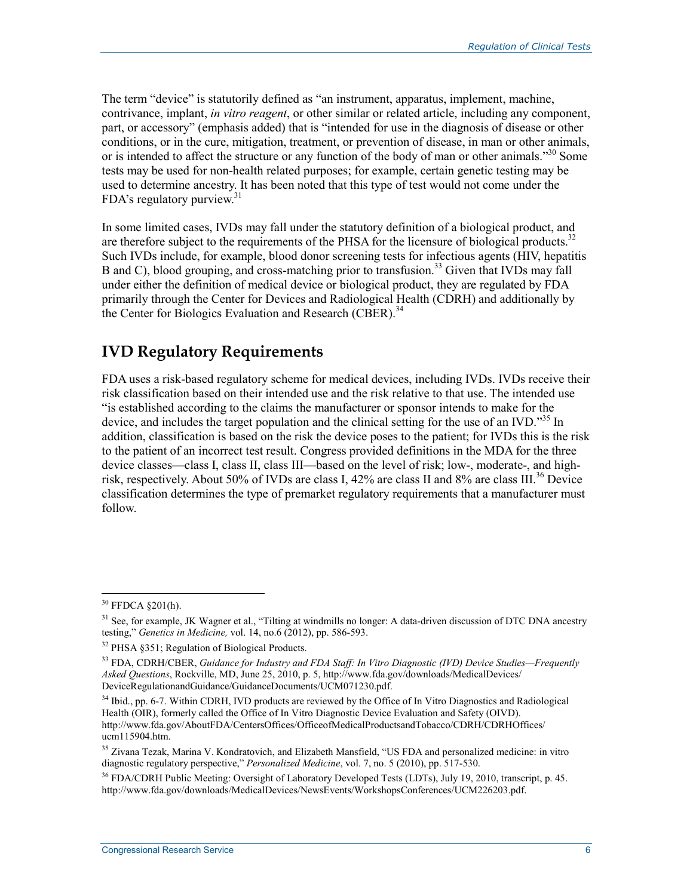The term "device" is statutorily defined as "an instrument, apparatus, implement, machine, contrivance, implant, *in vitro reagent*, or other similar or related article, including any component, part, or accessory" (emphasis added) that is "intended for use in the diagnosis of disease or other conditions, or in the cure, mitigation, treatment, or prevention of disease, in man or other animals, or is intended to affect the structure or any function of the body of man or other animals."[30] Some tests may be used for non-health related purposes; for example, certain genetic testing may be used to determine ancestry. It has been noted that this type of test would not come under the FDA's regulatory purview.[31]

In some limited cases, IVDs may fall under the statutory definition of a biological product, and are therefore subject to the requirements of the PHSA for the licensure of biological products.[32] Such IVDs include, for example, blood donor screening tests for infectious agents (HIV, hepatitis B and C), blood grouping, and cross-matching prior to transfusion.[33] Given that IVDs may fall under either the definition of medical device or biological product, they are regulated by FDA primarily through the Center for Devices and Radiological Health (CDRH) and additionally by the Center for Biologics Evaluation and Research (CBER).[34]

## IVD Regulatory Requirements

FDA uses a risk-based regulatory scheme for medical devices, including IVDs. IVDs receive their risk classification based on their intended use and the risk relative to that use. The intended use "is established according to the claims the manufacturer or sponsor intends to make for the device, and includes the target population and the clinical setting for the use of an IVD."[35] In addition, classification is based on the risk the device poses to the patient; for IVDs this is the risk to the patient of an incorrect test result. Congress provided definitions in the MDA for the three device classes—class I, class II, class III—based on the level of risk; low-, moderate-, and high-risk, respectively. About 50% of IVDs are class I, 42% are class II and 8% are class III.[36] Device classification determines the type of premarket regulatory requirements that a manufacturer must follow.

---

[30] FFDCA §201(h).

[31] See, for example, JK Wagner et al., "Tilting at windmills no longer: A data-driven discussion of DTC DNA ancestry testing," *Genetics in Medicine,* vol. 14, no.6 (2012), pp. 586-593.

[32] PHSA §351; Regulation of Biological Products.

[33] FDA, CDRH/CBER, *Guidance for Industry and FDA Staff: In Vitro Diagnostic (IVD) Device Studies—Frequently Asked Questions*, Rockville, MD, June 25, 2010, p. 5, http://www.fda.gov/downloads/MedicalDevices/DeviceRegulationandGuidance/GuidanceDocuments/UCM071230.pdf.

[34] Ibid., pp. 6-7. Within CDRH, IVD products are reviewed by the Office of In Vitro Diagnostics and Radiological Health (OIR), formerly called the Office of In Vitro Diagnostic Device Evaluation and Safety (OIVD). http://www.fda.gov/AboutFDA/CentersOffices/OfficeofMedicalProductsandTobacco/CDRH/CDRHOffices/ucm115904.htm.

[35] Zivana Tezak, Marina V. Kondratovich, and Elizabeth Mansfield, "US FDA and personalized medicine: in vitro diagnostic regulatory perspective," *Personalized Medicine*, vol. 7, no. 5 (2010), pp. 517-530.

[36] FDA/CDRH Public Meeting: Oversight of Laboratory Developed Tests (LDTs), July 19, 2010, transcript, p. 45. http://www.fda.gov/downloads/MedicalDevices/NewsEvents/WorkshopsConferences/UCM226203.pdf.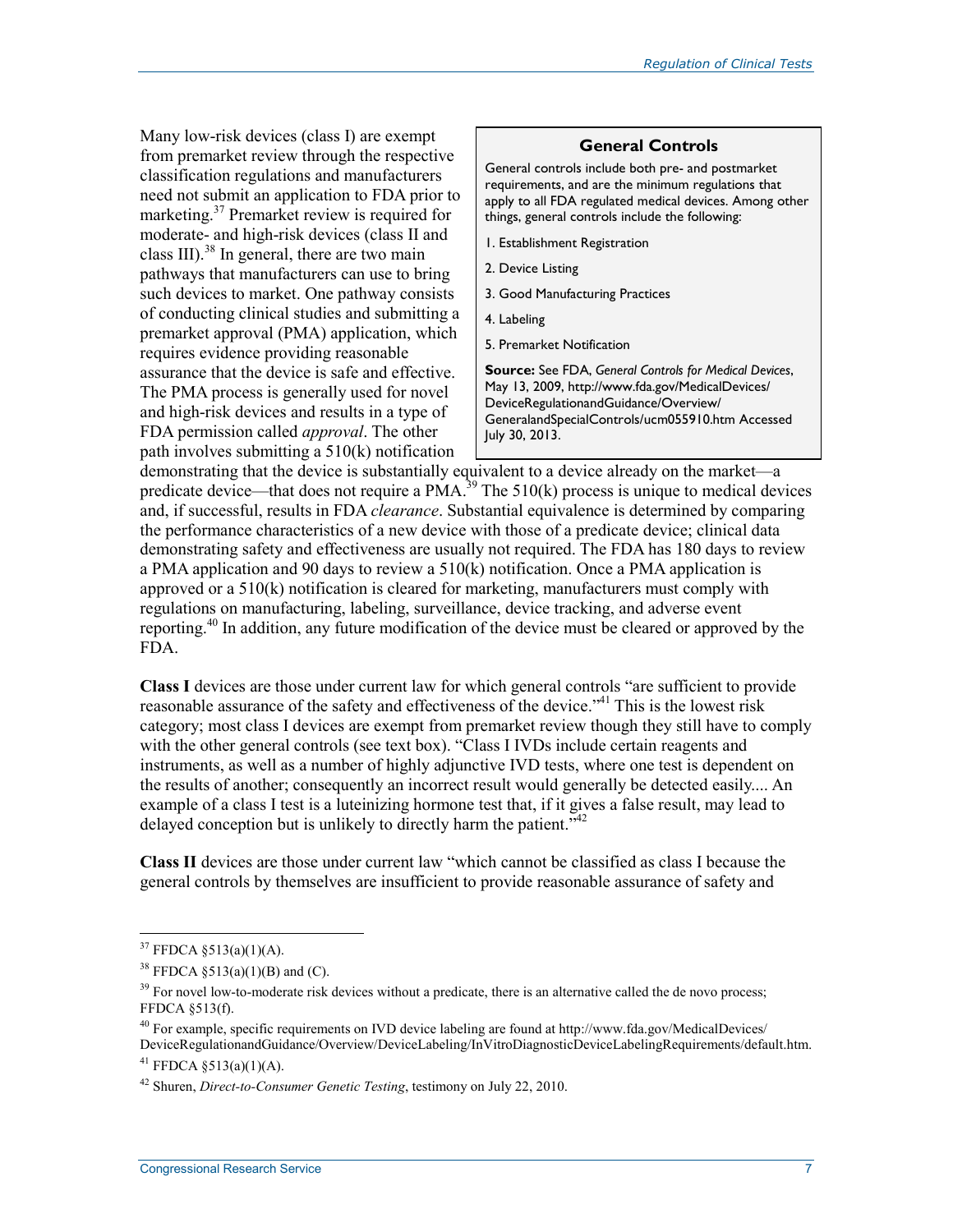Many low-risk devices (class I) are exempt from premarket review through the respective classification regulations and manufacturers need not submit an application to FDA prior to marketing.[37] Premarket review is required for moderate- and high-risk devices (class II and class III).[38] In general, there are two main pathways that manufacturers can use to bring such devices to market. One pathway consists of conducting clinical studies and submitting a premarket approval (PMA) application, which requires evidence providing reasonable assurance that the device is safe and effective. The PMA process is generally used for novel and high-risk devices and results in a type of FDA permission called *approval*. The other path involves submitting a 510(k) notification demonstrating that the device is substantially equivalent to a device already on the market—a predicate device—that does not require a PMA.[39] The 510(k) process is unique to medical devices and, if successful, results in FDA *clearance*. Substantial equivalence is determined by comparing the performance characteristics of a new device with those of a predicate device; clinical data demonstrating safety and effectiveness are usually not required. The FDA has 180 days to review a PMA application and 90 days to review a 510(k) notification. Once a PMA application is approved or a 510(k) notification is cleared for marketing, manufacturers must comply with regulations on manufacturing, labeling, surveillance, device tracking, and adverse event reporting.[40] In addition, any future modification of the device must be cleared or approved by the FDA.

> **General Controls**
>
> General controls include both pre- and postmarket requirements, and are the minimum regulations that apply to all FDA regulated medical devices. Among other things, general controls include the following:
>
> 1. Establishment Registration
> 2. Device Listing
> 3. Good Manufacturing Practices
> 4. Labeling
> 5. Premarket Notification
>
> **Source:** See FDA, *General Controls for Medical Devices*, May 13, 2009, http://www.fda.gov/MedicalDevices/DeviceRegulationandGuidance/Overview/GeneralandSpecialControls/ucm055910.htm Accessed July 30, 2013.

**Class I** devices are those under current law for which general controls "are sufficient to provide reasonable assurance of the safety and effectiveness of the device."[41] This is the lowest risk category; most class I devices are exempt from premarket review though they still have to comply with the other general controls (see text box). "Class I IVDs include certain reagents and instruments, as well as a number of highly adjunctive IVD tests, where one test is dependent on the results of another; consequently an incorrect result would generally be detected easily.... An example of a class I test is a luteinizing hormone test that, if it gives a false result, may lead to delayed conception but is unlikely to directly harm the patient."[42]

**Class II** devices are those under current law "which cannot be classified as class I because the general controls by themselves are insufficient to provide reasonable assurance of safety and

---

[37] FFDCA §513(a)(1)(A).

[38] FFDCA §513(a)(1)(B) and (C).

[39] For novel low-to-moderate risk devices without a predicate, there is an alternative called the de novo process; FFDCA §513(f).

[40] For example, specific requirements on IVD device labeling are found at http://www.fda.gov/MedicalDevices/DeviceRegulationandGuidance/Overview/DeviceLabeling/InVitroDiagnosticDeviceLabelingRequirements/default.htm.

[41] FFDCA §513(a)(1)(A).

[42] Shuren, *Direct-to-Consumer Genetic Testing*, testimony on July 22, 2010.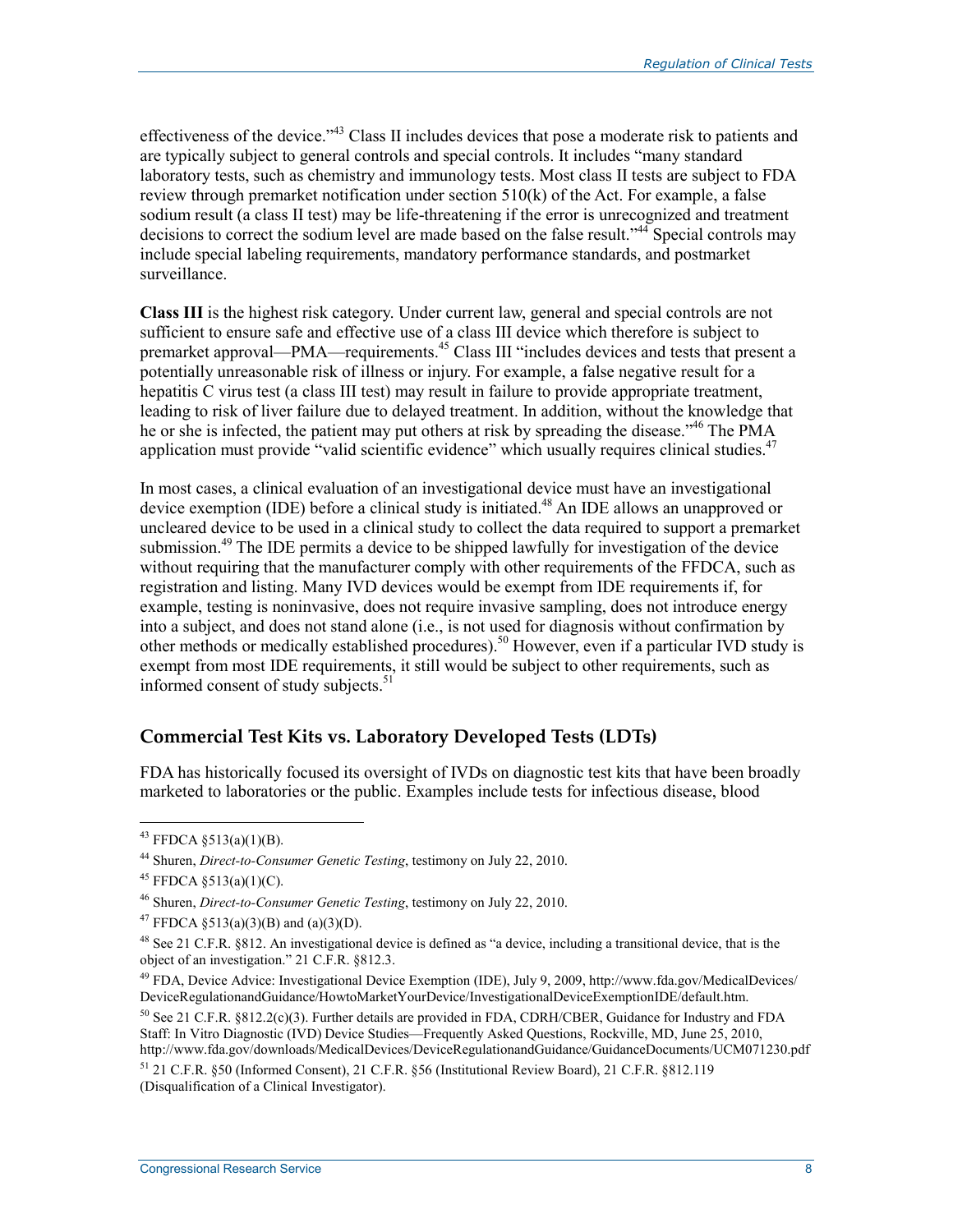effectiveness of the device."[43] Class II includes devices that pose a moderate risk to patients and are typically subject to general controls and special controls. It includes "many standard laboratory tests, such as chemistry and immunology tests. Most class II tests are subject to FDA review through premarket notification under section 510(k) of the Act. For example, a false sodium result (a class II test) may be life-threatening if the error is unrecognized and treatment decisions to correct the sodium level are made based on the false result."[44] Special controls may include special labeling requirements, mandatory performance standards, and postmarket surveillance.

**Class III** is the highest risk category. Under current law, general and special controls are not sufficient to ensure safe and effective use of a class III device which therefore is subject to premarket approval—PMA—requirements.[45] Class III "includes devices and tests that present a potentially unreasonable risk of illness or injury. For example, a false negative result for a hepatitis C virus test (a class III test) may result in failure to provide appropriate treatment, leading to risk of liver failure due to delayed treatment. In addition, without the knowledge that he or she is infected, the patient may put others at risk by spreading the disease."[46] The PMA application must provide "valid scientific evidence" which usually requires clinical studies.[47]

In most cases, a clinical evaluation of an investigational device must have an investigational device exemption (IDE) before a clinical study is initiated.[48] An IDE allows an unapproved or uncleared device to be used in a clinical study to collect the data required to support a premarket submission.[49] The IDE permits a device to be shipped lawfully for investigation of the device without requiring that the manufacturer comply with other requirements of the FFDCA, such as registration and listing. Many IVD devices would be exempt from IDE requirements if, for example, testing is noninvasive, does not require invasive sampling, does not introduce energy into a subject, and does not stand alone (i.e., is not used for diagnosis without confirmation by other methods or medically established procedures).[50] However, even if a particular IVD study is exempt from most IDE requirements, it still would be subject to other requirements, such as informed consent of study subjects.[51]

## Commercial Test Kits vs. Laboratory Developed Tests (LDTs)

FDA has historically focused its oversight of IVDs on diagnostic test kits that have been broadly marketed to laboratories or the public. Examples include tests for infectious disease, blood

---

[43] FFDCA §513(a)(1)(B).

[44] Shuren, *Direct-to-Consumer Genetic Testing*, testimony on July 22, 2010.

[45] FFDCA §513(a)(1)(C).

[46] Shuren, *Direct-to-Consumer Genetic Testing*, testimony on July 22, 2010.

[47] FFDCA §513(a)(3)(B) and (a)(3)(D).

[48] See 21 C.F.R. §812. An investigational device is defined as "a device, including a transitional device, that is the object of an investigation." 21 C.F.R. §812.3.

[49] FDA, Device Advice: Investigational Device Exemption (IDE), July 9, 2009, http://www.fda.gov/MedicalDevices/DeviceRegulationandGuidance/HowtoMarketYourDevice/InvestigationalDeviceExemptionIDE/default.htm.

[50] See 21 C.F.R. §812.2(c)(3). Further details are provided in FDA, CDRH/CBER, Guidance for Industry and FDA Staff: In Vitro Diagnostic (IVD) Device Studies—Frequently Asked Questions, Rockville, MD, June 25, 2010, http://www.fda.gov/downloads/MedicalDevices/DeviceRegulationandGuidance/GuidanceDocuments/UCM071230.pdf

[51] 21 C.F.R. §50 (Informed Consent), 21 C.F.R. §56 (Institutional Review Board), 21 C.F.R. §812.119 (Disqualification of a Clinical Investigator).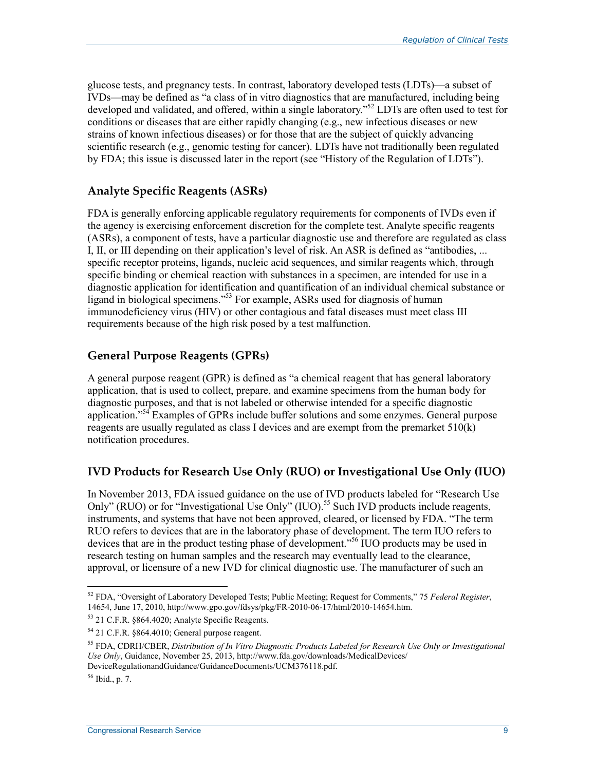glucose tests, and pregnancy tests. In contrast, laboratory developed tests (LDTs)—a subset of IVDs—may be defined as "a class of in vitro diagnostics that are manufactured, including being developed and validated, and offered, within a single laboratory."[52] LDTs are often used to test for conditions or diseases that are either rapidly changing (e.g., new infectious diseases or new strains of known infectious diseases) or for those that are the subject of quickly advancing scientific research (e.g., genomic testing for cancer). LDTs have not traditionally been regulated by FDA; this issue is discussed later in the report (see "History of the Regulation of LDTs").

### Analyte Specific Reagents (ASRs)

FDA is generally enforcing applicable regulatory requirements for components of IVDs even if the agency is exercising enforcement discretion for the complete test. Analyte specific reagents (ASRs), a component of tests, have a particular diagnostic use and therefore are regulated as class I, II, or III depending on their application's level of risk. An ASR is defined as "antibodies, ... specific receptor proteins, ligands, nucleic acid sequences, and similar reagents which, through specific binding or chemical reaction with substances in a specimen, are intended for use in a diagnostic application for identification and quantification of an individual chemical substance or ligand in biological specimens."[53] For example, ASRs used for diagnosis of human immunodeficiency virus (HIV) or other contagious and fatal diseases must meet class III requirements because of the high risk posed by a test malfunction.

### General Purpose Reagents (GPRs)

A general purpose reagent (GPR) is defined as "a chemical reagent that has general laboratory application, that is used to collect, prepare, and examine specimens from the human body for diagnostic purposes, and that is not labeled or otherwise intended for a specific diagnostic application."[54] Examples of GPRs include buffer solutions and some enzymes. General purpose reagents are usually regulated as class I devices and are exempt from the premarket 510(k) notification procedures.

### IVD Products for Research Use Only (RUO) or Investigational Use Only (IUO)

In November 2013, FDA issued guidance on the use of IVD products labeled for "Research Use Only" (RUO) or for "Investigational Use Only" (IUO).[55] Such IVD products include reagents, instruments, and systems that have not been approved, cleared, or licensed by FDA. "The term RUO refers to devices that are in the laboratory phase of development. The term IUO refers to devices that are in the product testing phase of development."[56] IUO products may be used in research testing on human samples and the research may eventually lead to the clearance, approval, or licensure of a new IVD for clinical diagnostic use. The manufacturer of such an

---

[52] FDA, "Oversight of Laboratory Developed Tests; Public Meeting; Request for Comments," 75 *Federal Register*, 14654, June 17, 2010, http://www.gpo.gov/fdsys/pkg/FR-2010-06-17/html/2010-14654.htm.

[53] 21 C.F.R. §864.4020; Analyte Specific Reagents.

[54] 21 C.F.R. §864.4010; General purpose reagent.

[55] FDA, CDRH/CBER, *Distribution of In Vitro Diagnostic Products Labeled for Research Use Only or Investigational Use Only*, Guidance, November 25, 2013, http://www.fda.gov/downloads/MedicalDevices/DeviceRegulationandGuidance/GuidanceDocuments/UCM376118.pdf.

[56] Ibid., p. 7.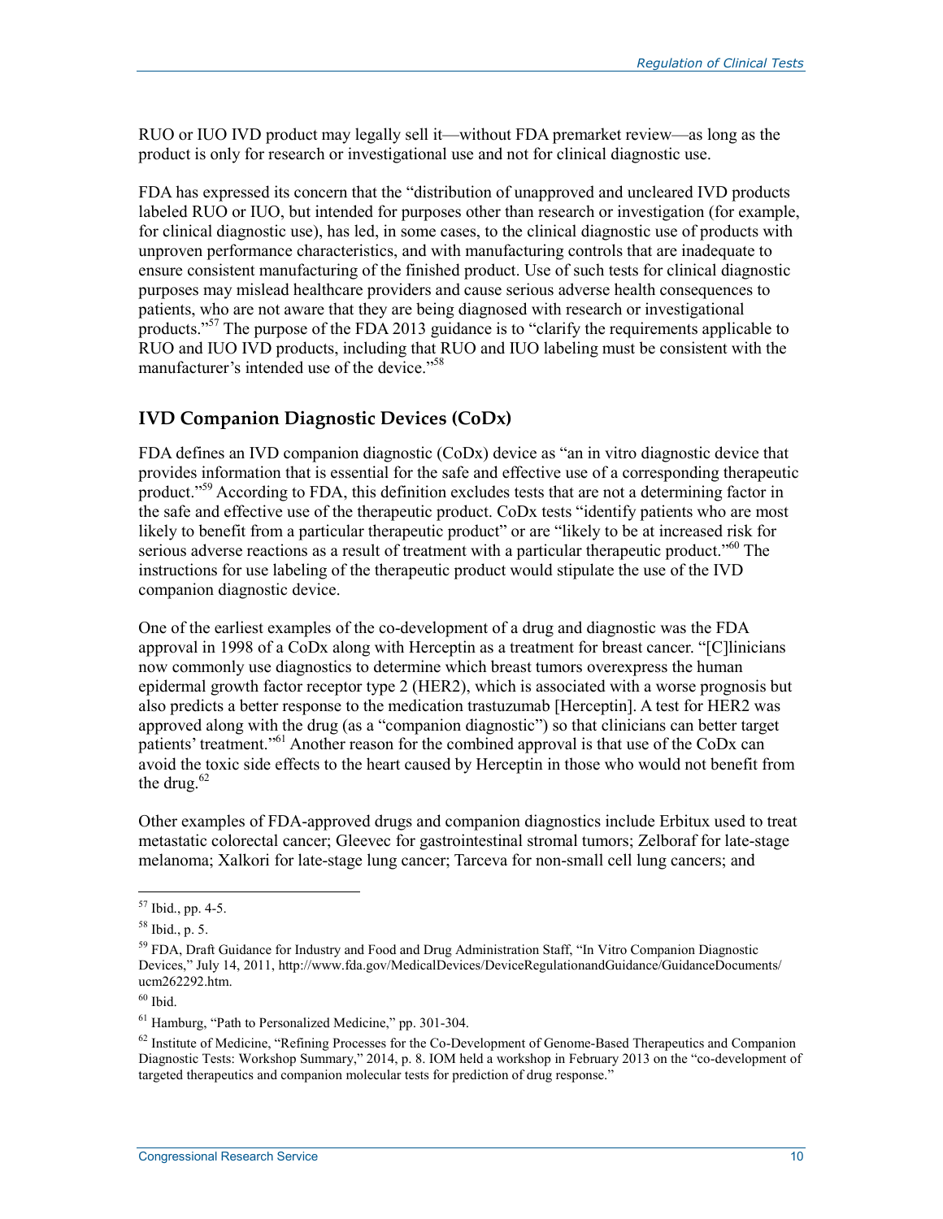RUO or IUO IVD product may legally sell it—without FDA premarket review—as long as the product is only for research or investigational use and not for clinical diagnostic use.

FDA has expressed its concern that the "distribution of unapproved and uncleared IVD products labeled RUO or IUO, but intended for purposes other than research or investigation (for example, for clinical diagnostic use), has led, in some cases, to the clinical diagnostic use of products with unproven performance characteristics, and with manufacturing controls that are inadequate to ensure consistent manufacturing of the finished product. Use of such tests for clinical diagnostic purposes may mislead healthcare providers and cause serious adverse health consequences to patients, who are not aware that they are being diagnosed with research or investigational products."[57] The purpose of the FDA 2013 guidance is to "clarify the requirements applicable to RUO and IUO IVD products, including that RUO and IUO labeling must be consistent with the manufacturer's intended use of the device."[58]

### IVD Companion Diagnostic Devices (CoDx)

FDA defines an IVD companion diagnostic (CoDx) device as "an in vitro diagnostic device that provides information that is essential for the safe and effective use of a corresponding therapeutic product."[59] According to FDA, this definition excludes tests that are not a determining factor in the safe and effective use of the therapeutic product. CoDx tests "identify patients who are most likely to benefit from a particular therapeutic product" or are "likely to be at increased risk for serious adverse reactions as a result of treatment with a particular therapeutic product."[60] The instructions for use labeling of the therapeutic product would stipulate the use of the IVD companion diagnostic device.

One of the earliest examples of the co-development of a drug and diagnostic was the FDA approval in 1998 of a CoDx along with Herceptin as a treatment for breast cancer. "[C]linicians now commonly use diagnostics to determine which breast tumors overexpress the human epidermal growth factor receptor type 2 (HER2), which is associated with a worse prognosis but also predicts a better response to the medication trastuzumab [Herceptin]. A test for HER2 was approved along with the drug (as a "companion diagnostic") so that clinicians can better target patients' treatment."[61] Another reason for the combined approval is that use of the CoDx can avoid the toxic side effects to the heart caused by Herceptin in those who would not benefit from the drug.[62]

Other examples of FDA-approved drugs and companion diagnostics include Erbitux used to treat metastatic colorectal cancer; Gleevec for gastrointestinal stromal tumors; Zelboraf for late-stage melanoma; Xalkori for late-stage lung cancer; Tarceva for non-small cell lung cancers; and

---

[57] Ibid., pp. 4-5.

[58] Ibid., p. 5.

[59] FDA, Draft Guidance for Industry and Food and Drug Administration Staff, "In Vitro Companion Diagnostic Devices," July 14, 2011, http://www.fda.gov/MedicalDevices/DeviceRegulationandGuidance/GuidanceDocuments/ucm262292.htm.

[60] Ibid.

[61] Hamburg, "Path to Personalized Medicine," pp. 301-304.

[62] Institute of Medicine, "Refining Processes for the Co-Development of Genome-Based Therapeutics and Companion Diagnostic Tests: Workshop Summary," 2014, p. 8. IOM held a workshop in February 2013 on the "co-development of targeted therapeutics and companion molecular tests for prediction of drug response."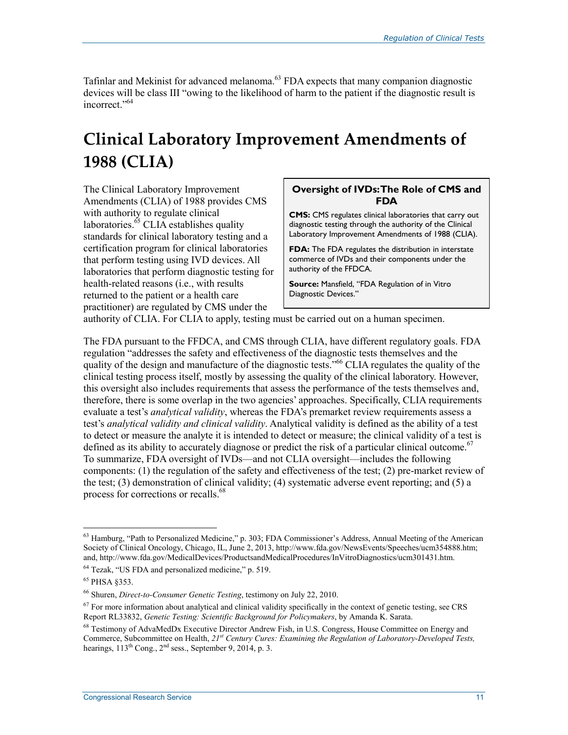Tafinlar and Mekinist for advanced melanoma.[63] FDA expects that many companion diagnostic devices will be class III "owing to the likelihood of harm to the patient if the diagnostic result is incorrect."[64]

# Clinical Laboratory Improvement Amendments of 1988 (CLIA)

The Clinical Laboratory Improvement Amendments (CLIA) of 1988 provides CMS with authority to regulate clinical laboratories.[65] CLIA establishes quality standards for clinical laboratory testing and a certification program for clinical laboratories that perform testing using IVD devices. All laboratories that perform diagnostic testing for health-related reasons (i.e., with results returned to the patient or a health care practitioner) are regulated by CMS under the authority of CLIA. For CLIA to apply, testing must be carried out on a human specimen.

> **Oversight of IVDs: The Role of CMS and FDA**
>
> **CMS:** CMS regulates clinical laboratories that carry out diagnostic testing through the authority of the Clinical Laboratory Improvement Amendments of 1988 (CLIA).
>
> **FDA:** The FDA regulates the distribution in interstate commerce of IVDs and their components under the authority of the FFDCA.
>
> **Source:** Mansfield, "FDA Regulation of in Vitro Diagnostic Devices."

The FDA pursuant to the FFDCA, and CMS through CLIA, have different regulatory goals. FDA regulation "addresses the safety and effectiveness of the diagnostic tests themselves and the quality of the design and manufacture of the diagnostic tests."[66] CLIA regulates the quality of the clinical testing process itself, mostly by assessing the quality of the clinical laboratory. However, this oversight also includes requirements that assess the performance of the tests themselves and, therefore, there is some overlap in the two agencies' approaches. Specifically, CLIA requirements evaluate a test's *analytical validity*, whereas the FDA's premarket review requirements assess a test's *analytical validity and clinical validity*. Analytical validity is defined as the ability of a test to detect or measure the analyte it is intended to detect or measure; the clinical validity of a test is defined as its ability to accurately diagnose or predict the risk of a particular clinical outcome.[67] To summarize, FDA oversight of IVDs—and not CLIA oversight—includes the following components: (1) the regulation of the safety and effectiveness of the test; (2) pre-market review of the test; (3) demonstration of clinical validity; (4) systematic adverse event reporting; and (5) a process for corrections or recalls.[68]

---

[63] Hamburg, "Path to Personalized Medicine," p. 303; FDA Commissioner's Address, Annual Meeting of the American Society of Clinical Oncology, Chicago, IL, June 2, 2013, http://www.fda.gov/NewsEvents/Speeches/ucm354888.htm; and, http://www.fda.gov/MedicalDevices/ProductsandMedicalProcedures/InVitroDiagnostics/ucm301431.htm.

[64] Tezak, "US FDA and personalized medicine," p. 519.

[65] PHSA §353.

[66] Shuren, *Direct-to-Consumer Genetic Testing*, testimony on July 22, 2010.

[67] For more information about analytical and clinical validity specifically in the context of genetic testing, see CRS Report RL33832, *Genetic Testing: Scientific Background for Policymakers*, by Amanda K. Sarata.

[68] Testimony of AdvaMedDx Executive Director Andrew Fish, in U.S. Congress, House Committee on Energy and Commerce, Subcommittee on Health, *21st Century Cures: Examining the Regulation of Laboratory-Developed Tests,* hearings, 113th Cong., 2nd sess., September 9, 2014, p. 3.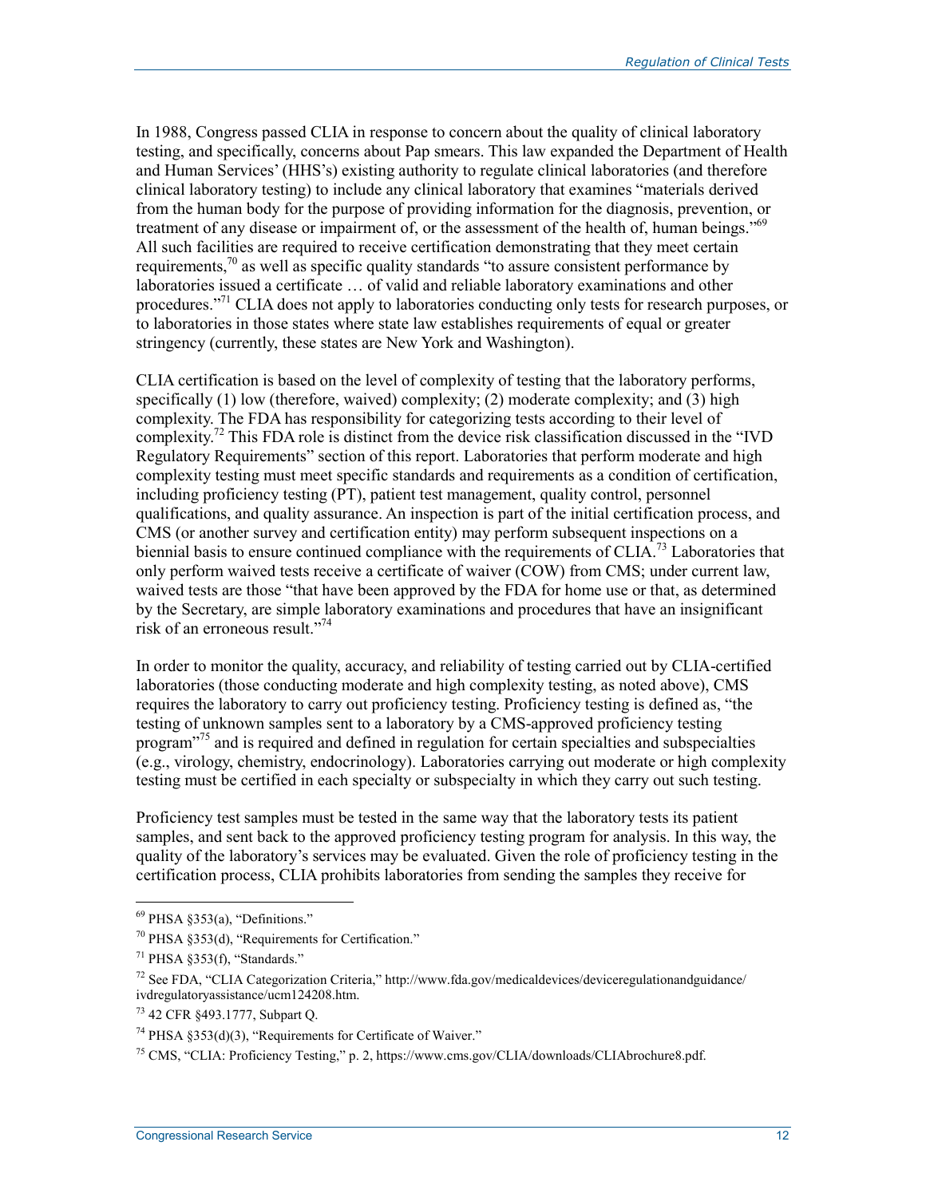In 1988, Congress passed CLIA in response to concern about the quality of clinical laboratory testing, and specifically, concerns about Pap smears. This law expanded the Department of Health and Human Services' (HHS's) existing authority to regulate clinical laboratories (and therefore clinical laboratory testing) to include any clinical laboratory that examines "materials derived from the human body for the purpose of providing information for the diagnosis, prevention, or treatment of any disease or impairment of, or the assessment of the health of, human beings."[69] All such facilities are required to receive certification demonstrating that they meet certain requirements,[70] as well as specific quality standards "to assure consistent performance by laboratories issued a certificate … of valid and reliable laboratory examinations and other procedures."[71] CLIA does not apply to laboratories conducting only tests for research purposes, or to laboratories in those states where state law establishes requirements of equal or greater stringency (currently, these states are New York and Washington).

CLIA certification is based on the level of complexity of testing that the laboratory performs, specifically (1) low (therefore, waived) complexity; (2) moderate complexity; and (3) high complexity. The FDA has responsibility for categorizing tests according to their level of complexity.[72] This FDA role is distinct from the device risk classification discussed in the "IVD Regulatory Requirements" section of this report. Laboratories that perform moderate and high complexity testing must meet specific standards and requirements as a condition of certification, including proficiency testing (PT), patient test management, quality control, personnel qualifications, and quality assurance. An inspection is part of the initial certification process, and CMS (or another survey and certification entity) may perform subsequent inspections on a biennial basis to ensure continued compliance with the requirements of CLIA.[73] Laboratories that only perform waived tests receive a certificate of waiver (COW) from CMS; under current law, waived tests are those "that have been approved by the FDA for home use or that, as determined by the Secretary, are simple laboratory examinations and procedures that have an insignificant risk of an erroneous result."[74]

In order to monitor the quality, accuracy, and reliability of testing carried out by CLIA-certified laboratories (those conducting moderate and high complexity testing, as noted above), CMS requires the laboratory to carry out proficiency testing. Proficiency testing is defined as, "the testing of unknown samples sent to a laboratory by a CMS-approved proficiency testing program"[75] and is required and defined in regulation for certain specialties and subspecialties (e.g., virology, chemistry, endocrinology). Laboratories carrying out moderate or high complexity testing must be certified in each specialty or subspecialty in which they carry out such testing.

Proficiency test samples must be tested in the same way that the laboratory tests its patient samples, and sent back to the approved proficiency testing program for analysis. In this way, the quality of the laboratory's services may be evaluated. Given the role of proficiency testing in the certification process, CLIA prohibits laboratories from sending the samples they receive for

---

[69] PHSA §353(a), "Definitions."

[70] PHSA §353(d), "Requirements for Certification."

[71] PHSA §353(f), "Standards."

[72] See FDA, "CLIA Categorization Criteria," http://www.fda.gov/medicaldevices/deviceregulationandguidance/ivdregulatoryassistance/ucm124208.htm.

[73] 42 CFR §493.1777, Subpart Q.

[74] PHSA §353(d)(3), "Requirements for Certificate of Waiver."

[75] CMS, "CLIA: Proficiency Testing," p. 2, https://www.cms.gov/CLIA/downloads/CLIAbrochure8.pdf.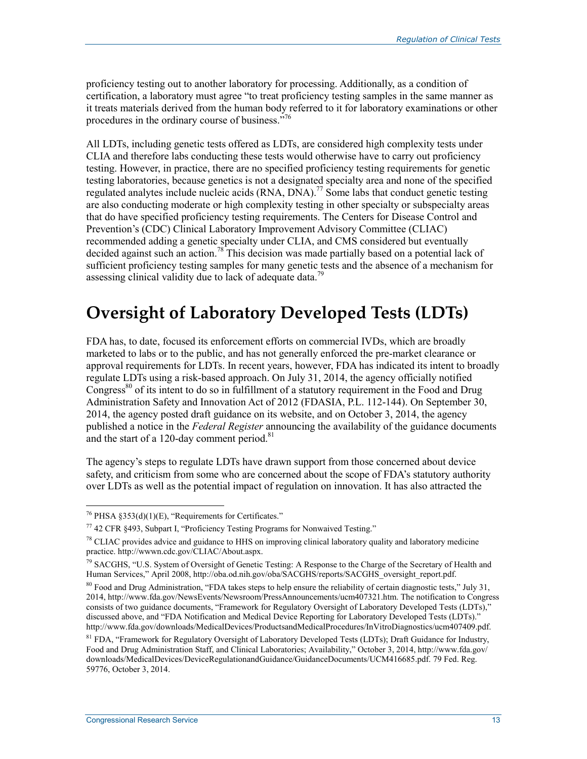proficiency testing out to another laboratory for processing. Additionally, as a condition of certification, a laboratory must agree "to treat proficiency testing samples in the same manner as it treats materials derived from the human body referred to it for laboratory examinations or other procedures in the ordinary course of business."[76]

All LDTs, including genetic tests offered as LDTs, are considered high complexity tests under CLIA and therefore labs conducting these tests would otherwise have to carry out proficiency testing. However, in practice, there are no specified proficiency testing requirements for genetic testing laboratories, because genetics is not a designated specialty area and none of the specified regulated analytes include nucleic acids (RNA, DNA).[77] Some labs that conduct genetic testing are also conducting moderate or high complexity testing in other specialty or subspecialty areas that do have specified proficiency testing requirements. The Centers for Disease Control and Prevention's (CDC) Clinical Laboratory Improvement Advisory Committee (CLIAC) recommended adding a genetic specialty under CLIA, and CMS considered but eventually decided against such an action.[78] This decision was made partially based on a potential lack of sufficient proficiency testing samples for many genetic tests and the absence of a mechanism for assessing clinical validity due to lack of adequate data.[79]

# Oversight of Laboratory Developed Tests (LDTs)

FDA has, to date, focused its enforcement efforts on commercial IVDs, which are broadly marketed to labs or to the public, and has not generally enforced the pre-market clearance or approval requirements for LDTs. In recent years, however, FDA has indicated its intent to broadly regulate LDTs using a risk-based approach. On July 31, 2014, the agency officially notified Congress[80] of its intent to do so in fulfillment of a statutory requirement in the Food and Drug Administration Safety and Innovation Act of 2012 (FDASIA, P.L. 112-144). On September 30, 2014, the agency posted draft guidance on its website, and on October 3, 2014, the agency published a notice in the *Federal Register* announcing the availability of the guidance documents and the start of a 120-day comment period.[81]

The agency's steps to regulate LDTs have drawn support from those concerned about device safety, and criticism from some who are concerned about the scope of FDA's statutory authority over LDTs as well as the potential impact of regulation on innovation. It has also attracted the

---

[76] PHSA §353(d)(1)(E), "Requirements for Certificates."

[77] 42 CFR §493, Subpart I, "Proficiency Testing Programs for Nonwaived Testing."

[78] CLIAC provides advice and guidance to HHS on improving clinical laboratory quality and laboratory medicine practice. http://wwwn.cdc.gov/CLIAC/About.aspx.

[79] SACGHS, "U.S. System of Oversight of Genetic Testing: A Response to the Charge of the Secretary of Health and Human Services," April 2008, http://oba.od.nih.gov/oba/SACGHS/reports/SACGHS_oversight_report.pdf.

[80] Food and Drug Administration, "FDA takes steps to help ensure the reliability of certain diagnostic tests," July 31, 2014, http://www.fda.gov/NewsEvents/Newsroom/PressAnnouncements/ucm407321.htm. The notification to Congress consists of two guidance documents, "Framework for Regulatory Oversight of Laboratory Developed Tests (LDTs)," discussed above, and "FDA Notification and Medical Device Reporting for Laboratory Developed Tests (LDTs)." http://www.fda.gov/downloads/MedicalDevices/ProductsandMedicalProcedures/InVitroDiagnostics/ucm407409.pdf.

[81] FDA, "Framework for Regulatory Oversight of Laboratory Developed Tests (LDTs); Draft Guidance for Industry, Food and Drug Administration Staff, and Clinical Laboratories; Availability," October 3, 2014, http://www.fda.gov/downloads/MedicalDevices/DeviceRegulationandGuidance/GuidanceDocuments/UCM416685.pdf. 79 Fed. Reg. 59776, October 3, 2014.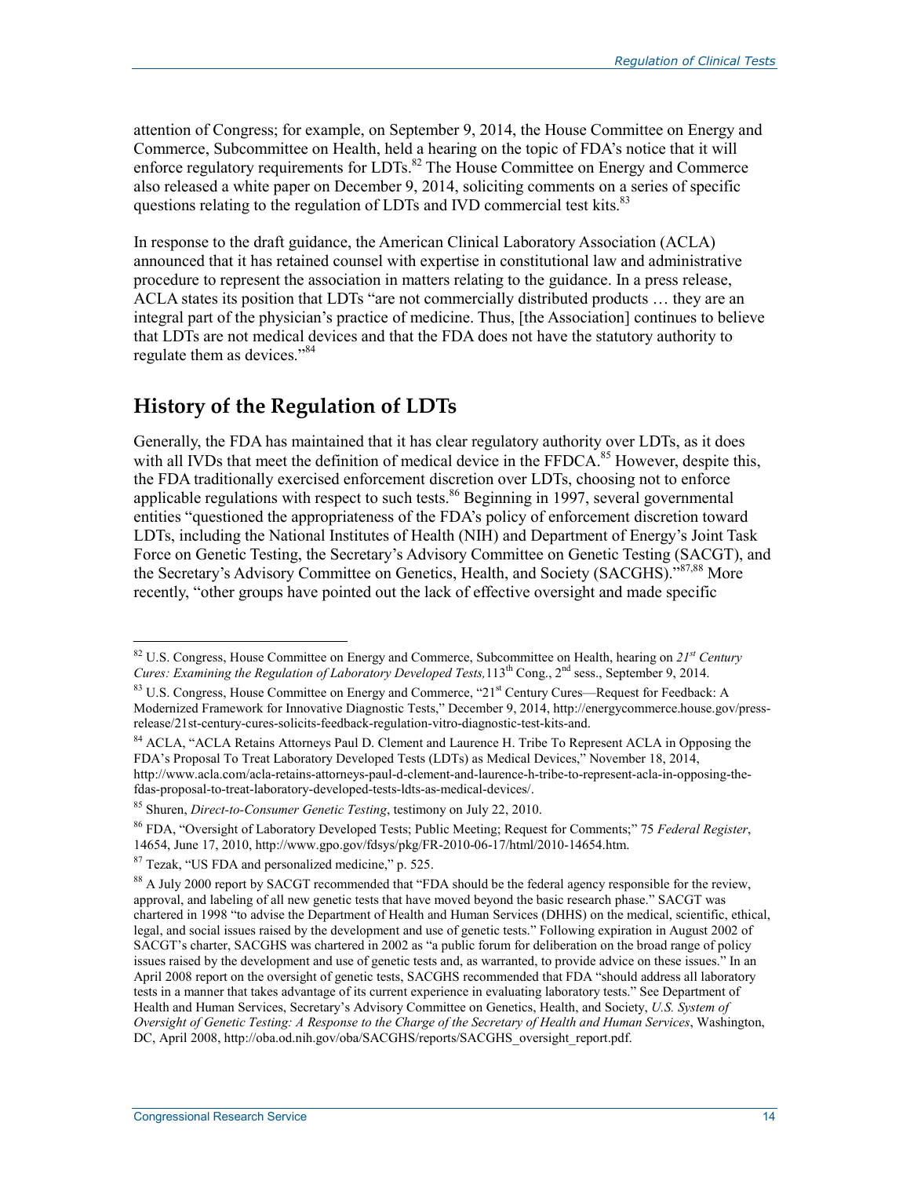attention of Congress; for example, on September 9, 2014, the House Committee on Energy and Commerce, Subcommittee on Health, held a hearing on the topic of FDA's notice that it will enforce regulatory requirements for LDTs.[82] The House Committee on Energy and Commerce also released a white paper on December 9, 2014, soliciting comments on a series of specific questions relating to the regulation of LDTs and IVD commercial test kits.[83]

In response to the draft guidance, the American Clinical Laboratory Association (ACLA) announced that it has retained counsel with expertise in constitutional law and administrative procedure to represent the association in matters relating to the guidance. In a press release, ACLA states its position that LDTs "are not commercially distributed products … they are an integral part of the physician's practice of medicine. Thus, [the Association] continues to believe that LDTs are not medical devices and that the FDA does not have the statutory authority to regulate them as devices."[84]

## History of the Regulation of LDTs

Generally, the FDA has maintained that it has clear regulatory authority over LDTs, as it does with all IVDs that meet the definition of medical device in the FFDCA.[85] However, despite this, the FDA traditionally exercised enforcement discretion over LDTs, choosing not to enforce applicable regulations with respect to such tests.[86] Beginning in 1997, several governmental entities "questioned the appropriateness of the FDA's policy of enforcement discretion toward LDTs, including the National Institutes of Health (NIH) and Department of Energy's Joint Task Force on Genetic Testing, the Secretary's Advisory Committee on Genetic Testing (SACGT), and the Secretary's Advisory Committee on Genetics, Health, and Society (SACGHS)."[87,88] More recently, "other groups have pointed out the lack of effective oversight and made specific

---

[82] U.S. Congress, House Committee on Energy and Commerce, Subcommittee on Health, hearing on *21st Century Cures: Examining the Regulation of Laboratory Developed Tests,* 113th Cong., 2nd sess., September 9, 2014.

[83] U.S. Congress, House Committee on Energy and Commerce, "21st Century Cures—Request for Feedback: A Modernized Framework for Innovative Diagnostic Tests," December 9, 2014, http://energycommerce.house.gov/press-release/21st-century-cures-solicits-feedback-regulation-vitro-diagnostic-test-kits-and.

[84] ACLA, "ACLA Retains Attorneys Paul D. Clement and Laurence H. Tribe To Represent ACLA in Opposing the FDA's Proposal To Treat Laboratory Developed Tests (LDTs) as Medical Devices," November 18, 2014, http://www.acla.com/acla-retains-attorneys-paul-d-clement-and-laurence-h-tribe-to-represent-acla-in-opposing-the-fdas-proposal-to-treat-laboratory-developed-tests-ldts-as-medical-devices/.

[85] Shuren, *Direct-to-Consumer Genetic Testing*, testimony on July 22, 2010.

[86] FDA, "Oversight of Laboratory Developed Tests; Public Meeting; Request for Comments;" 75 *Federal Register*, 14654, June 17, 2010, http://www.gpo.gov/fdsys/pkg/FR-2010-06-17/html/2010-14654.htm.

[87] Tezak, "US FDA and personalized medicine," p. 525.

[88] A July 2000 report by SACGT recommended that "FDA should be the federal agency responsible for the review, approval, and labeling of all new genetic tests that have moved beyond the basic research phase." SACGT was chartered in 1998 "to advise the Department of Health and Human Services (DHHS) on the medical, scientific, ethical, legal, and social issues raised by the development and use of genetic tests." Following expiration in August 2002 of SACGT's charter, SACGHS was chartered in 2002 as "a public forum for deliberation on the broad range of policy issues raised by the development and use of genetic tests and, as warranted, to provide advice on these issues." In an April 2008 report on the oversight of genetic tests, SACGHS recommended that FDA "should address all laboratory tests in a manner that takes advantage of its current experience in evaluating laboratory tests." See Department of Health and Human Services, Secretary's Advisory Committee on Genetics, Health, and Society, *U.S. System of Oversight of Genetic Testing: A Response to the Charge of the Secretary of Health and Human Services*, Washington, DC, April 2008, http://oba.od.nih.gov/oba/SACGHS/reports/SACGHS_oversight_report.pdf.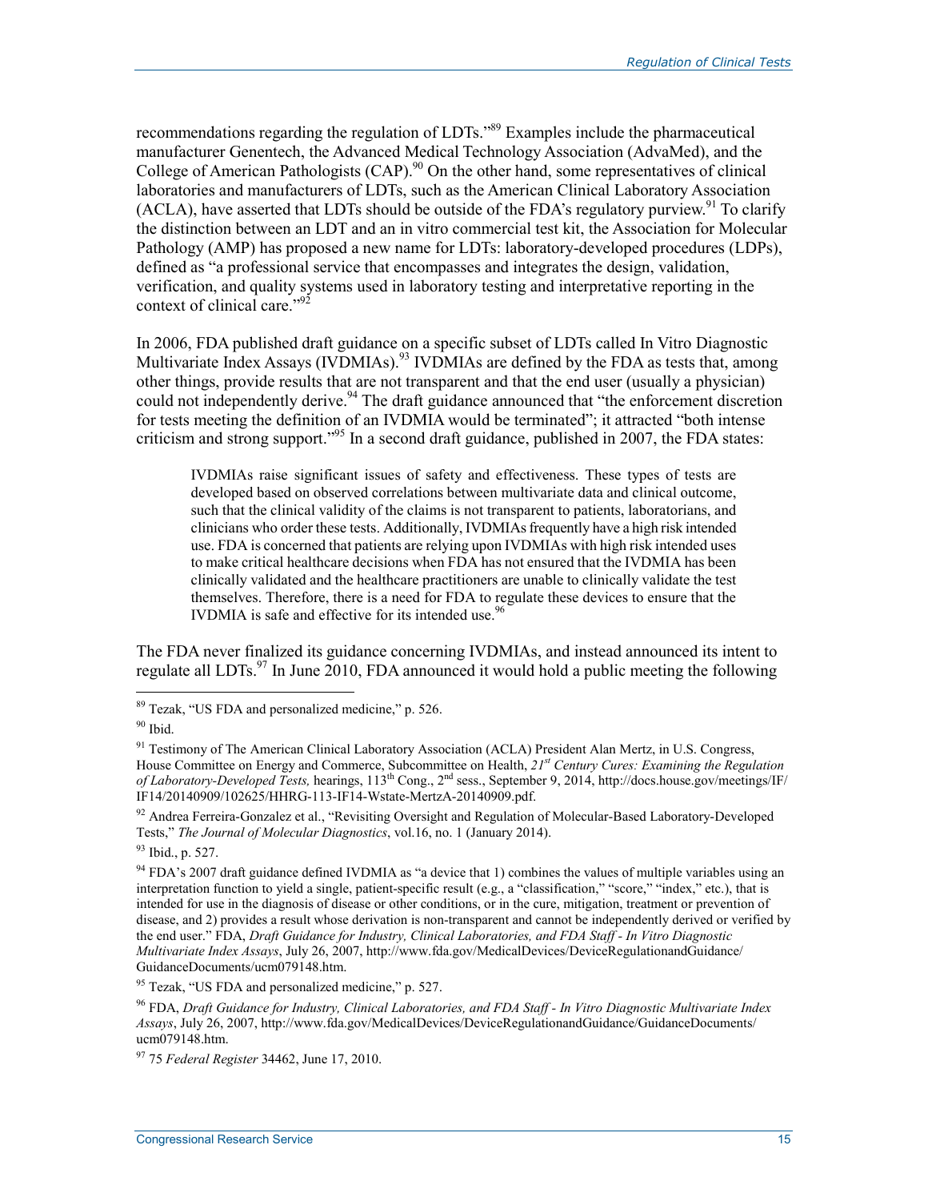recommendations regarding the regulation of LDTs."[89] Examples include the pharmaceutical manufacturer Genentech, the Advanced Medical Technology Association (AdvaMed), and the College of American Pathologists (CAP).[90] On the other hand, some representatives of clinical laboratories and manufacturers of LDTs, such as the American Clinical Laboratory Association (ACLA), have asserted that LDTs should be outside of the FDA's regulatory purview.[91] To clarify the distinction between an LDT and an in vitro commercial test kit, the Association for Molecular Pathology (AMP) has proposed a new name for LDTs: laboratory-developed procedures (LDPs), defined as "a professional service that encompasses and integrates the design, validation, verification, and quality systems used in laboratory testing and interpretative reporting in the context of clinical care."[92]

In 2006, FDA published draft guidance on a specific subset of LDTs called In Vitro Diagnostic Multivariate Index Assays (IVDMIAs).[93] IVDMIAs are defined by the FDA as tests that, among other things, provide results that are not transparent and that the end user (usually a physician) could not independently derive.[94] The draft guidance announced that "the enforcement discretion for tests meeting the definition of an IVDMIA would be terminated"; it attracted "both intense criticism and strong support."[95] In a second draft guidance, published in 2007, the FDA states:

> IVDMIAs raise significant issues of safety and effectiveness. These types of tests are developed based on observed correlations between multivariate data and clinical outcome, such that the clinical validity of the claims is not transparent to patients, laboratorians, and clinicians who order these tests. Additionally, IVDMIAs frequently have a high risk intended use. FDA is concerned that patients are relying upon IVDMIAs with high risk intended uses to make critical healthcare decisions when FDA has not ensured that the IVDMIA has been clinically validated and the healthcare practitioners are unable to clinically validate the test themselves. Therefore, there is a need for FDA to regulate these devices to ensure that the IVDMIA is safe and effective for its intended use.[96]

The FDA never finalized its guidance concerning IVDMIAs, and instead announced its intent to regulate all LDTs.[97] In June 2010, FDA announced it would hold a public meeting the following

---

[89] Tezak, "US FDA and personalized medicine," p. 526.

[90] Ibid.

[91] Testimony of The American Clinical Laboratory Association (ACLA) President Alan Mertz, in U.S. Congress, House Committee on Energy and Commerce, Subcommittee on Health, *21st Century Cures: Examining the Regulation of Laboratory-Developed Tests,* hearings, 113th Cong., 2nd sess., September 9, 2014, http://docs.house.gov/meetings/IF/IF14/20140909/102625/HHRG-113-IF14-Wstate-MertzA-20140909.pdf.

[92] Andrea Ferreira-Gonzalez et al., "Revisiting Oversight and Regulation of Molecular-Based Laboratory-Developed Tests," *The Journal of Molecular Diagnostics*, vol.16, no. 1 (January 2014).

[93] Ibid., p. 527.

[94] FDA's 2007 draft guidance defined IVDMIA as "a device that 1) combines the values of multiple variables using an interpretation function to yield a single, patient-specific result (e.g., a "classification," "score," "index," etc.), that is intended for use in the diagnosis of disease or other conditions, or in the cure, mitigation, treatment or prevention of disease, and 2) provides a result whose derivation is non-transparent and cannot be independently derived or verified by the end user." FDA, *Draft Guidance for Industry, Clinical Laboratories, and FDA Staff - In Vitro Diagnostic Multivariate Index Assays*, July 26, 2007, http://www.fda.gov/MedicalDevices/DeviceRegulationandGuidance/GuidanceDocuments/ucm079148.htm.

[95] Tezak, "US FDA and personalized medicine," p. 527.

[96] FDA, *Draft Guidance for Industry, Clinical Laboratories, and FDA Staff - In Vitro Diagnostic Multivariate Index Assays*, July 26, 2007, http://www.fda.gov/MedicalDevices/DeviceRegulationandGuidance/GuidanceDocuments/ucm079148.htm.

[97] 75 *Federal Register* 34462, June 17, 2010.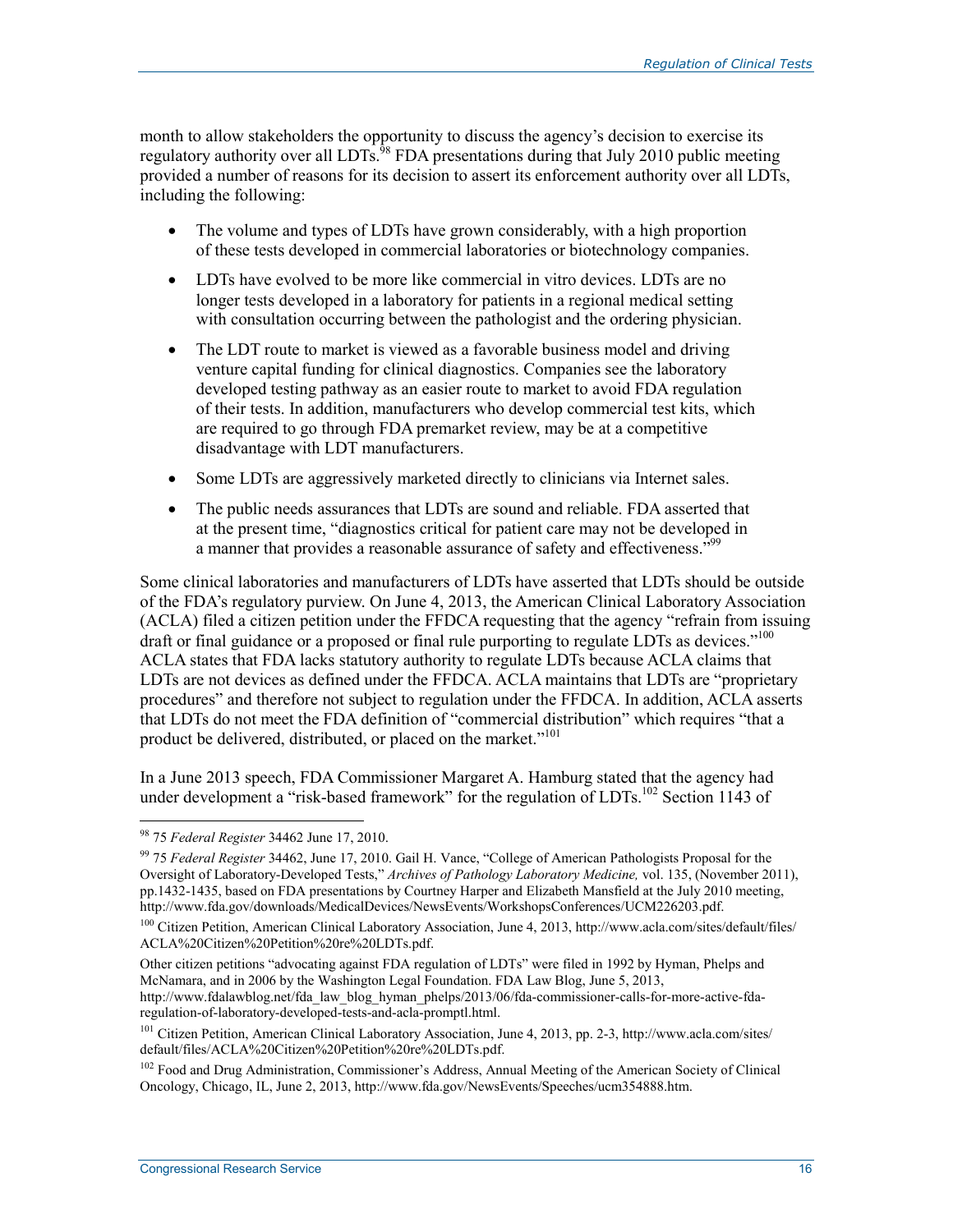month to allow stakeholders the opportunity to discuss the agency's decision to exercise its regulatory authority over all LDTs.[98] FDA presentations during that July 2010 public meeting provided a number of reasons for its decision to assert its enforcement authority over all LDTs, including the following:

- The volume and types of LDTs have grown considerably, with a high proportion of these tests developed in commercial laboratories or biotechnology companies.
- LDTs have evolved to be more like commercial in vitro devices. LDTs are no longer tests developed in a laboratory for patients in a regional medical setting with consultation occurring between the pathologist and the ordering physician.
- The LDT route to market is viewed as a favorable business model and driving venture capital funding for clinical diagnostics. Companies see the laboratory developed testing pathway as an easier route to market to avoid FDA regulation of their tests. In addition, manufacturers who develop commercial test kits, which are required to go through FDA premarket review, may be at a competitive disadvantage with LDT manufacturers.
- Some LDTs are aggressively marketed directly to clinicians via Internet sales.
- The public needs assurances that LDTs are sound and reliable. FDA asserted that at the present time, "diagnostics critical for patient care may not be developed in a manner that provides a reasonable assurance of safety and effectiveness."[99]

Some clinical laboratories and manufacturers of LDTs have asserted that LDTs should be outside of the FDA's regulatory purview. On June 4, 2013, the American Clinical Laboratory Association (ACLA) filed a citizen petition under the FFDCA requesting that the agency "refrain from issuing draft or final guidance or a proposed or final rule purporting to regulate LDTs as devices."[100] ACLA states that FDA lacks statutory authority to regulate LDTs because ACLA claims that LDTs are not devices as defined under the FFDCA. ACLA maintains that LDTs are "proprietary procedures" and therefore not subject to regulation under the FFDCA. In addition, ACLA asserts that LDTs do not meet the FDA definition of "commercial distribution" which requires "that a product be delivered, distributed, or placed on the market."[101]

In a June 2013 speech, FDA Commissioner Margaret A. Hamburg stated that the agency had under development a "risk-based framework" for the regulation of LDTs.[102] Section 1143 of

---

[98] 75 *Federal Register* 34462 June 17, 2010.

[99] 75 *Federal Register* 34462, June 17, 2010. Gail H. Vance, "College of American Pathologists Proposal for the Oversight of Laboratory-Developed Tests," *Archives of Pathology Laboratory Medicine,* vol. 135, (November 2011), pp.1432-1435, based on FDA presentations by Courtney Harper and Elizabeth Mansfield at the July 2010 meeting, http://www.fda.gov/downloads/MedicalDevices/NewsEvents/WorkshopsConferences/UCM226203.pdf.

[100] Citizen Petition, American Clinical Laboratory Association, June 4, 2013, http://www.acla.com/sites/default/files/ACLA%20Citizen%20Petition%20re%20LDTs.pdf.

Other citizen petitions "advocating against FDA regulation of LDTs" were filed in 1992 by Hyman, Phelps and McNamara, and in 2006 by the Washington Legal Foundation. FDA Law Blog, June 5, 2013, http://www.fdalawblog.net/fda_law_blog_hyman_phelps/2013/06/fda-commissioner-calls-for-more-active-fda-regulation-of-laboratory-developed-tests-and-acla-promptl.html.

[101] Citizen Petition, American Clinical Laboratory Association, June 4, 2013, pp. 2-3, http://www.acla.com/sites/default/files/ACLA%20Citizen%20Petition%20re%20LDTs.pdf.

[102] Food and Drug Administration, Commissioner's Address, Annual Meeting of the American Society of Clinical Oncology, Chicago, IL, June 2, 2013, http://www.fda.gov/NewsEvents/Speeches/ucm354888.htm.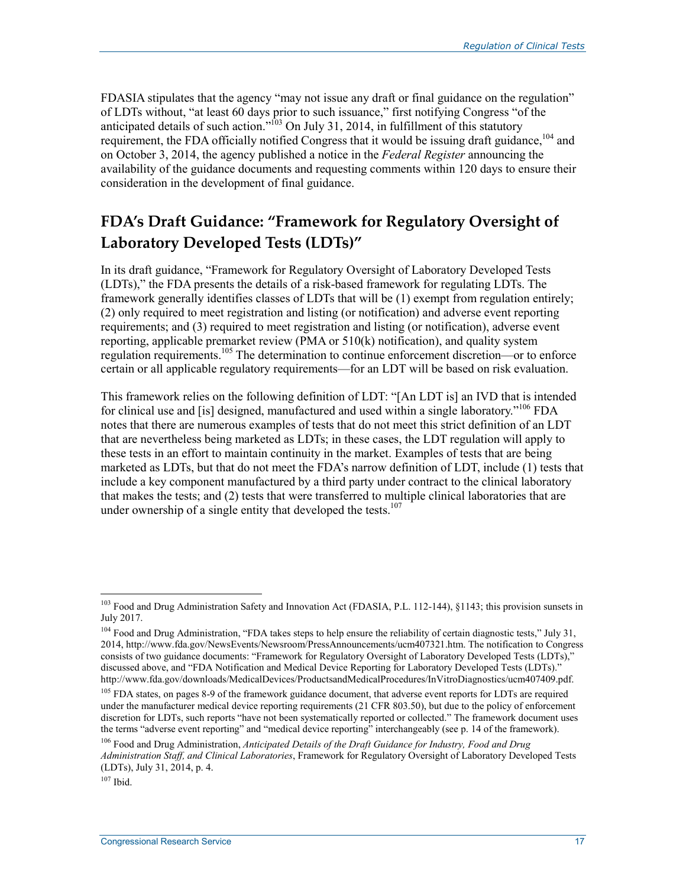FDASIA stipulates that the agency "may not issue any draft or final guidance on the regulation" of LDTs without, "at least 60 days prior to such issuance," first notifying Congress "of the anticipated details of such action."[103] On July 31, 2014, in fulfillment of this statutory requirement, the FDA officially notified Congress that it would be issuing draft guidance,[104] and on October 3, 2014, the agency published a notice in the *Federal Register* announcing the availability of the guidance documents and requesting comments within 120 days to ensure their consideration in the development of final guidance.

## FDA's Draft Guidance: "Framework for Regulatory Oversight of Laboratory Developed Tests (LDTs)"

In its draft guidance, "Framework for Regulatory Oversight of Laboratory Developed Tests (LDTs)," the FDA presents the details of a risk-based framework for regulating LDTs. The framework generally identifies classes of LDTs that will be (1) exempt from regulation entirely; (2) only required to meet registration and listing (or notification) and adverse event reporting requirements; and (3) required to meet registration and listing (or notification), adverse event reporting, applicable premarket review (PMA or 510(k) notification), and quality system regulation requirements.[105] The determination to continue enforcement discretion—or to enforce certain or all applicable regulatory requirements—for an LDT will be based on risk evaluation.

This framework relies on the following definition of LDT: "[An LDT is] an IVD that is intended for clinical use and [is] designed, manufactured and used within a single laboratory."[106] FDA notes that there are numerous examples of tests that do not meet this strict definition of an LDT that are nevertheless being marketed as LDTs; in these cases, the LDT regulation will apply to these tests in an effort to maintain continuity in the market. Examples of tests that are being marketed as LDTs, but that do not meet the FDA's narrow definition of LDT, include (1) tests that include a key component manufactured by a third party under contract to the clinical laboratory that makes the tests; and (2) tests that were transferred to multiple clinical laboratories that are under ownership of a single entity that developed the tests.[107]

---

[103] Food and Drug Administration Safety and Innovation Act (FDASIA, P.L. 112-144), §1143; this provision sunsets in July 2017.

[104] Food and Drug Administration, "FDA takes steps to help ensure the reliability of certain diagnostic tests," July 31, 2014, http://www.fda.gov/NewsEvents/Newsroom/PressAnnouncements/ucm407321.htm. The notification to Congress consists of two guidance documents: "Framework for Regulatory Oversight of Laboratory Developed Tests (LDTs)," discussed above, and "FDA Notification and Medical Device Reporting for Laboratory Developed Tests (LDTs)." http://www.fda.gov/downloads/MedicalDevices/ProductsandMedicalProcedures/InVitroDiagnostics/ucm407409.pdf.

[105] FDA states, on pages 8-9 of the framework guidance document, that adverse event reports for LDTs are required under the manufacturer medical device reporting requirements (21 CFR 803.50), but due to the policy of enforcement discretion for LDTs, such reports "have not been systematically reported or collected." The framework document uses the terms "adverse event reporting" and "medical device reporting" interchangeably (see p. 14 of the framework).

[106] Food and Drug Administration, *Anticipated Details of the Draft Guidance for Industry, Food and Drug Administration Staff, and Clinical Laboratories*, Framework for Regulatory Oversight of Laboratory Developed Tests (LDTs), July 31, 2014, p. 4.

[107] Ibid.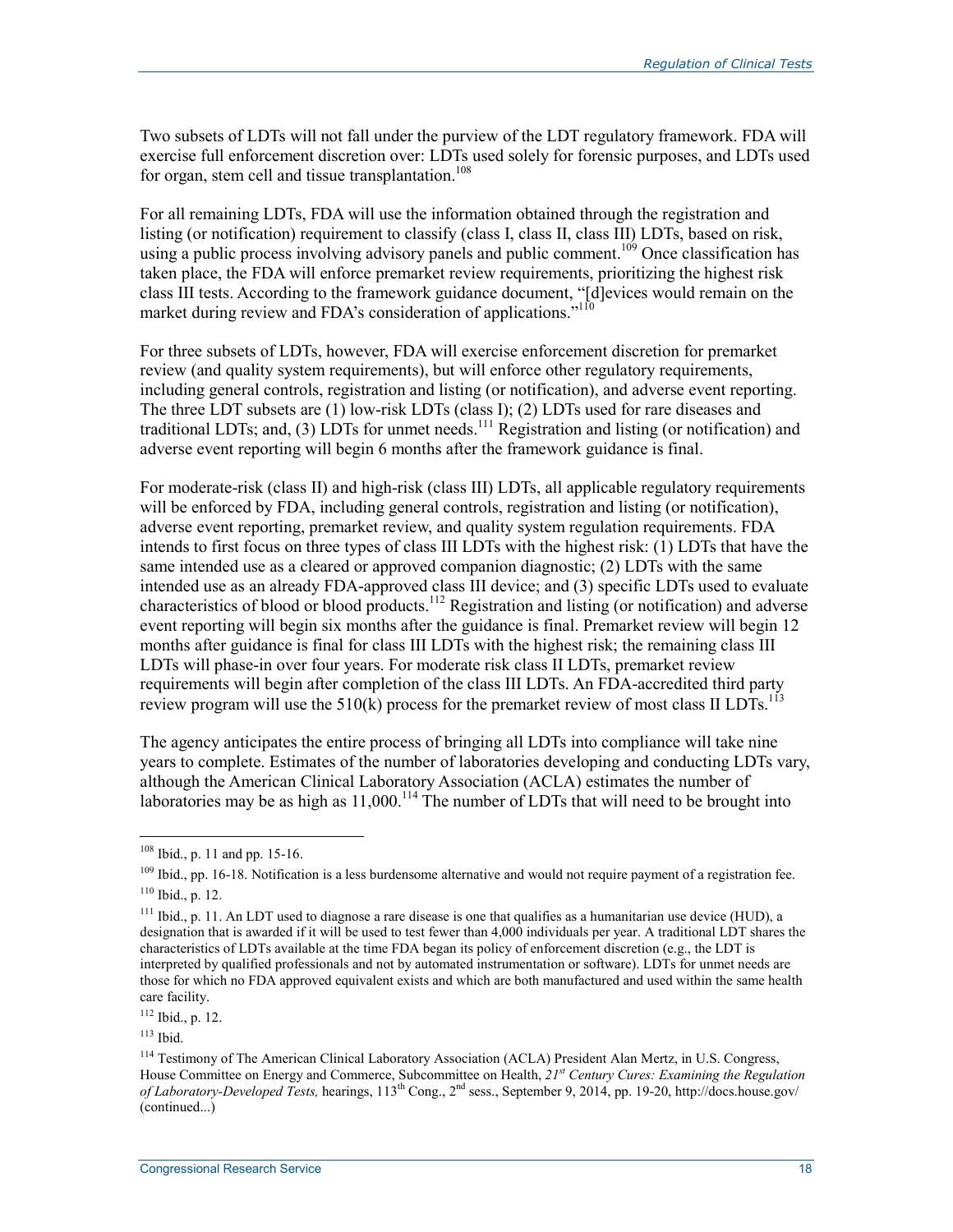Two subsets of LDTs will not fall under the purview of the LDT regulatory framework. FDA will exercise full enforcement discretion over: LDTs used solely for forensic purposes, and LDTs used for organ, stem cell and tissue transplantation.[108]

For all remaining LDTs, FDA will use the information obtained through the registration and listing (or notification) requirement to classify (class I, class II, class III) LDTs, based on risk, using a public process involving advisory panels and public comment.[109] Once classification has taken place, the FDA will enforce premarket review requirements, prioritizing the highest risk class III tests. According to the framework guidance document, "[d]evices would remain on the market during review and FDA's consideration of applications."[110]

For three subsets of LDTs, however, FDA will exercise enforcement discretion for premarket review (and quality system requirements), but will enforce other regulatory requirements, including general controls, registration and listing (or notification), and adverse event reporting. The three LDT subsets are (1) low-risk LDTs (class I); (2) LDTs used for rare diseases and traditional LDTs; and, (3) LDTs for unmet needs.[111] Registration and listing (or notification) and adverse event reporting will begin 6 months after the framework guidance is final.

For moderate-risk (class II) and high-risk (class III) LDTs, all applicable regulatory requirements will be enforced by FDA, including general controls, registration and listing (or notification), adverse event reporting, premarket review, and quality system regulation requirements. FDA intends to first focus on three types of class III LDTs with the highest risk: (1) LDTs that have the same intended use as a cleared or approved companion diagnostic; (2) LDTs with the same intended use as an already FDA-approved class III device; and (3) specific LDTs used to evaluate characteristics of blood or blood products.[112] Registration and listing (or notification) and adverse event reporting will begin six months after the guidance is final. Premarket review will begin 12 months after guidance is final for class III LDTs with the highest risk; the remaining class III LDTs will phase-in over four years. For moderate risk class II LDTs, premarket review requirements will begin after completion of the class III LDTs. An FDA-accredited third party review program will use the 510(k) process for the premarket review of most class II LDTs.[113]

The agency anticipates the entire process of bringing all LDTs into compliance will take nine years to complete. Estimates of the number of laboratories developing and conducting LDTs vary, although the American Clinical Laboratory Association (ACLA) estimates the number of laboratories may be as high as 11,000.[114] The number of LDTs that will need to be brought into

---

[108] Ibid., p. 11 and pp. 15-16.

[109] Ibid., pp. 16-18. Notification is a less burdensome alternative and would not require payment of a registration fee.

[110] Ibid., p. 12.

[111] Ibid., p. 11. An LDT used to diagnose a rare disease is one that qualifies as a humanitarian use device (HUD), a designation that is awarded if it will be used to test fewer than 4,000 individuals per year. A traditional LDT shares the characteristics of LDTs available at the time FDA began its policy of enforcement discretion (e.g., the LDT is interpreted by qualified professionals and not by automated instrumentation or software). LDTs for unmet needs are those for which no FDA approved equivalent exists and which are both manufactured and used within the same health care facility.

[112] Ibid., p. 12.

[113] Ibid.

[114] Testimony of The American Clinical Laboratory Association (ACLA) President Alan Mertz, in U.S. Congress, House Committee on Energy and Commerce, Subcommittee on Health, *21st Century Cures: Examining the Regulation of Laboratory-Developed Tests,* hearings, 113th Cong., 2nd sess., September 9, 2014, pp. 19-20, http://docs.house.gov/ (continued...)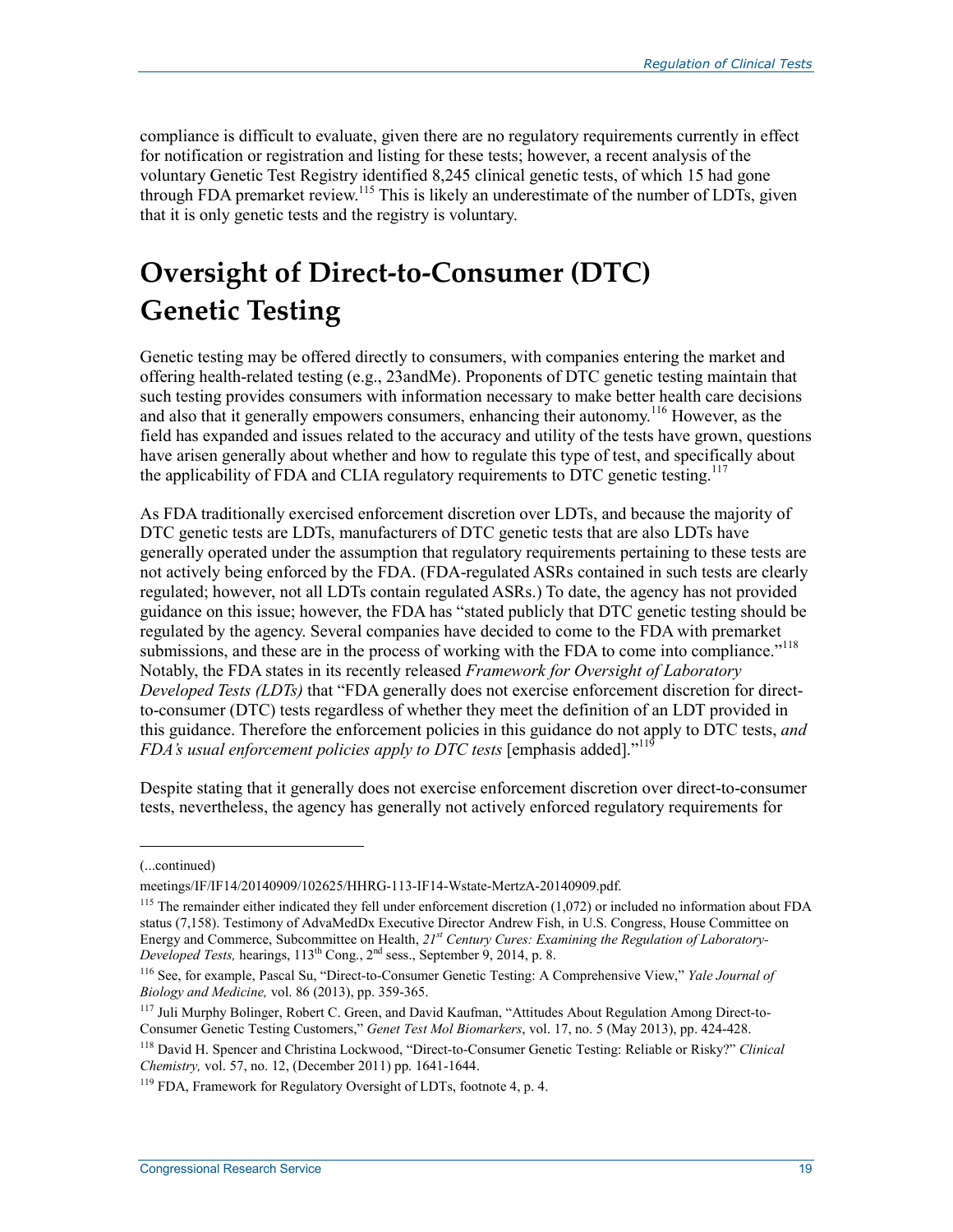compliance is difficult to evaluate, given there are no regulatory requirements currently in effect for notification or registration and listing for these tests; however, a recent analysis of the voluntary Genetic Test Registry identified 8,245 clinical genetic tests, of which 15 had gone through FDA premarket review.[115] This is likely an underestimate of the number of LDTs, given that it is only genetic tests and the registry is voluntary.

# Oversight of Direct-to-Consumer (DTC) Genetic Testing

Genetic testing may be offered directly to consumers, with companies entering the market and offering health-related testing (e.g., 23andMe). Proponents of DTC genetic testing maintain that such testing provides consumers with information necessary to make better health care decisions and also that it generally empowers consumers, enhancing their autonomy.[116] However, as the field has expanded and issues related to the accuracy and utility of the tests have grown, questions have arisen generally about whether and how to regulate this type of test, and specifically about the applicability of FDA and CLIA regulatory requirements to DTC genetic testing.[117]

As FDA traditionally exercised enforcement discretion over LDTs, and because the majority of DTC genetic tests are LDTs, manufacturers of DTC genetic tests that are also LDTs have generally operated under the assumption that regulatory requirements pertaining to these tests are not actively being enforced by the FDA. (FDA-regulated ASRs contained in such tests are clearly regulated; however, not all LDTs contain regulated ASRs.) To date, the agency has not provided guidance on this issue; however, the FDA has "stated publicly that DTC genetic testing should be regulated by the agency. Several companies have decided to come to the FDA with premarket submissions, and these are in the process of working with the FDA to come into compliance."[118] Notably, the FDA states in its recently released *Framework for Oversight of Laboratory Developed Tests (LDTs)* that "FDA generally does not exercise enforcement discretion for direct-to-consumer (DTC) tests regardless of whether they meet the definition of an LDT provided in this guidance. Therefore the enforcement policies in this guidance do not apply to DTC tests, *and FDA's usual enforcement policies apply to DTC tests* [emphasis added]."[119]

Despite stating that it generally does not exercise enforcement discretion over direct-to-consumer tests, nevertheless, the agency has generally not actively enforced regulatory requirements for

---

(...continued)

meetings/IF/IF14/20140909/102625/HHRG-113-IF14-Wstate-MertzA-20140909.pdf.

[115] The remainder either indicated they fell under enforcement discretion (1,072) or included no information about FDA status (7,158). Testimony of AdvaMedDx Executive Director Andrew Fish, in U.S. Congress, House Committee on Energy and Commerce, Subcommittee on Health, *21st Century Cures: Examining the Regulation of Laboratory-Developed Tests,* hearings, 113th Cong., 2nd sess., September 9, 2014, p. 8.

[116] See, for example, Pascal Su, "Direct-to-Consumer Genetic Testing: A Comprehensive View," *Yale Journal of Biology and Medicine,* vol. 86 (2013), pp. 359-365.

[117] Juli Murphy Bolinger, Robert C. Green, and David Kaufman, "Attitudes About Regulation Among Direct-to-Consumer Genetic Testing Customers," *Genet Test Mol Biomarkers*, vol. 17, no. 5 (May 2013), pp. 424-428.

[118] David H. Spencer and Christina Lockwood, "Direct-to-Consumer Genetic Testing: Reliable or Risky?" *Clinical Chemistry,* vol. 57, no. 12, (December 2011) pp. 1641-1644.

[119] FDA, Framework for Regulatory Oversight of LDTs, footnote 4, p. 4.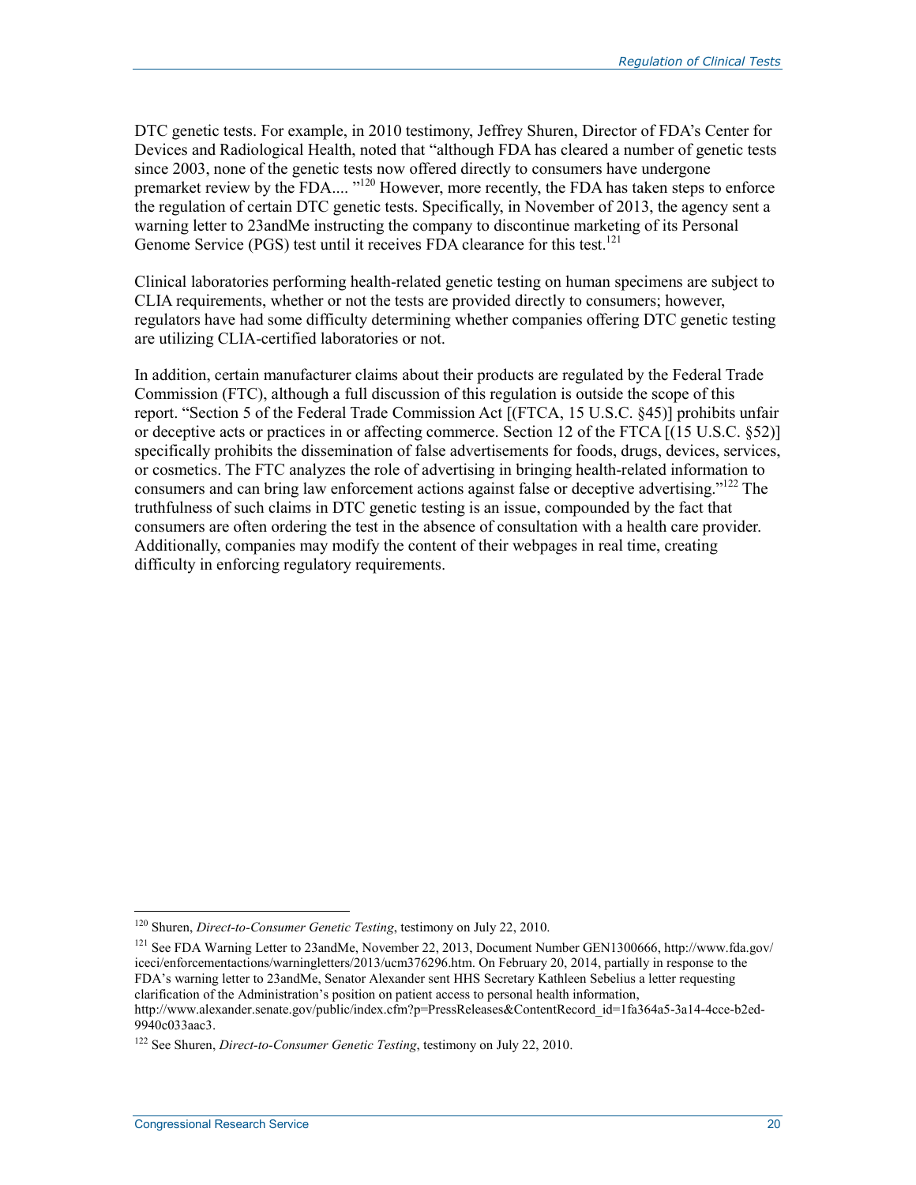DTC genetic tests. For example, in 2010 testimony, Jeffrey Shuren, Director of FDA's Center for Devices and Radiological Health, noted that "although FDA has cleared a number of genetic tests since 2003, none of the genetic tests now offered directly to consumers have undergone premarket review by the FDA.... "[120] However, more recently, the FDA has taken steps to enforce the regulation of certain DTC genetic tests. Specifically, in November of 2013, the agency sent a warning letter to 23andMe instructing the company to discontinue marketing of its Personal Genome Service (PGS) test until it receives FDA clearance for this test.[121]

Clinical laboratories performing health-related genetic testing on human specimens are subject to CLIA requirements, whether or not the tests are provided directly to consumers; however, regulators have had some difficulty determining whether companies offering DTC genetic testing are utilizing CLIA-certified laboratories or not.

In addition, certain manufacturer claims about their products are regulated by the Federal Trade Commission (FTC), although a full discussion of this regulation is outside the scope of this report. "Section 5 of the Federal Trade Commission Act [(FTCA, 15 U.S.C. §45)] prohibits unfair or deceptive acts or practices in or affecting commerce. Section 12 of the FTCA [(15 U.S.C. §52)] specifically prohibits the dissemination of false advertisements for foods, drugs, devices, services, or cosmetics. The FTC analyzes the role of advertising in bringing health-related information to consumers and can bring law enforcement actions against false or deceptive advertising."[122] The truthfulness of such claims in DTC genetic testing is an issue, compounded by the fact that consumers are often ordering the test in the absence of consultation with a health care provider. Additionally, companies may modify the content of their webpages in real time, creating difficulty in enforcing regulatory requirements.

---

[120] Shuren, *Direct-to-Consumer Genetic Testing*, testimony on July 22, 2010.

[121] See FDA Warning Letter to 23andMe, November 22, 2013, Document Number GEN1300666, http://www.fda.gov/iceci/enforcementactions/warningletters/2013/ucm376296.htm. On February 20, 2014, partially in response to the FDA's warning letter to 23andMe, Senator Alexander sent HHS Secretary Kathleen Sebelius a letter requesting clarification of the Administration's position on patient access to personal health information, http://www.alexander.senate.gov/public/index.cfm?p=PressReleases&ContentRecord_id=1fa364a5-3a14-4cce-b2ed-9940c033aac3.

[122] See Shuren, *Direct-to-Consumer Genetic Testing*, testimony on July 22, 2010.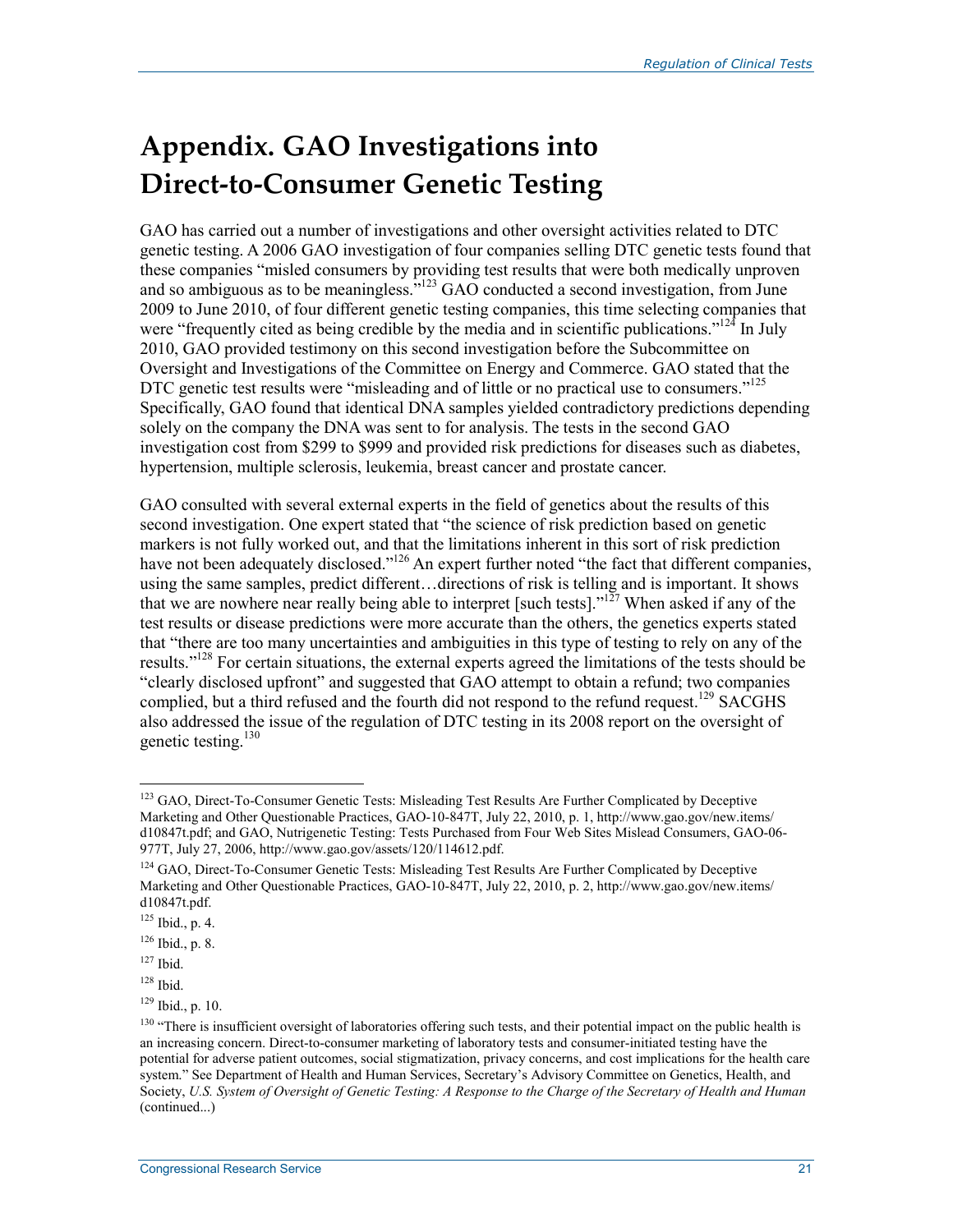# Appendix. GAO Investigations into Direct-to-Consumer Genetic Testing

GAO has carried out a number of investigations and other oversight activities related to DTC genetic testing. A 2006 GAO investigation of four companies selling DTC genetic tests found that these companies "misled consumers by providing test results that were both medically unproven and so ambiguous as to be meaningless."[123] GAO conducted a second investigation, from June 2009 to June 2010, of four different genetic testing companies, this time selecting companies that were "frequently cited as being credible by the media and in scientific publications."[124] In July 2010, GAO provided testimony on this second investigation before the Subcommittee on Oversight and Investigations of the Committee on Energy and Commerce. GAO stated that the DTC genetic test results were "misleading and of little or no practical use to consumers."[125] Specifically, GAO found that identical DNA samples yielded contradictory predictions depending solely on the company the DNA was sent to for analysis. The tests in the second GAO investigation cost from $299 to $999 and provided risk predictions for diseases such as diabetes, hypertension, multiple sclerosis, leukemia, breast cancer and prostate cancer.

GAO consulted with several external experts in the field of genetics about the results of this second investigation. One expert stated that "the science of risk prediction based on genetic markers is not fully worked out, and that the limitations inherent in this sort of risk prediction have not been adequately disclosed."[126] An expert further noted "the fact that different companies, using the same samples, predict different…directions of risk is telling and is important. It shows that we are nowhere near really being able to interpret [such tests]."[127] When asked if any of the test results or disease predictions were more accurate than the others, the genetics experts stated that "there are too many uncertainties and ambiguities in this type of testing to rely on any of the results."[128] For certain situations, the external experts agreed the limitations of the tests should be "clearly disclosed upfront" and suggested that GAO attempt to obtain a refund; two companies complied, but a third refused and the fourth did not respond to the refund request.[129] SACGHS also addressed the issue of the regulation of DTC testing in its 2008 report on the oversight of genetic testing.[130]

---

[123] GAO, Direct-To-Consumer Genetic Tests: Misleading Test Results Are Further Complicated by Deceptive Marketing and Other Questionable Practices, GAO-10-847T, July 22, 2010, p. 1, http://www.gao.gov/new.items/d10847t.pdf; and GAO, Nutrigenetic Testing: Tests Purchased from Four Web Sites Mislead Consumers, GAO-06-977T, July 27, 2006, http://www.gao.gov/assets/120/114612.pdf.

[124] GAO, Direct-To-Consumer Genetic Tests: Misleading Test Results Are Further Complicated by Deceptive Marketing and Other Questionable Practices, GAO-10-847T, July 22, 2010, p. 2, http://www.gao.gov/new.items/d10847t.pdf.

[125] Ibid., p. 4.

[126] Ibid., p. 8.

[127] Ibid.

[128] Ibid.

[129] Ibid., p. 10.

[130] "There is insufficient oversight of laboratories offering such tests, and their potential impact on the public health is an increasing concern. Direct-to-consumer marketing of laboratory tests and consumer-initiated testing have the potential for adverse patient outcomes, social stigmatization, privacy concerns, and cost implications for the health care system." See Department of Health and Human Services, Secretary's Advisory Committee on Genetics, Health, and Society, *U.S. System of Oversight of Genetic Testing: A Response to the Charge of the Secretary of Health and Human* (continued...)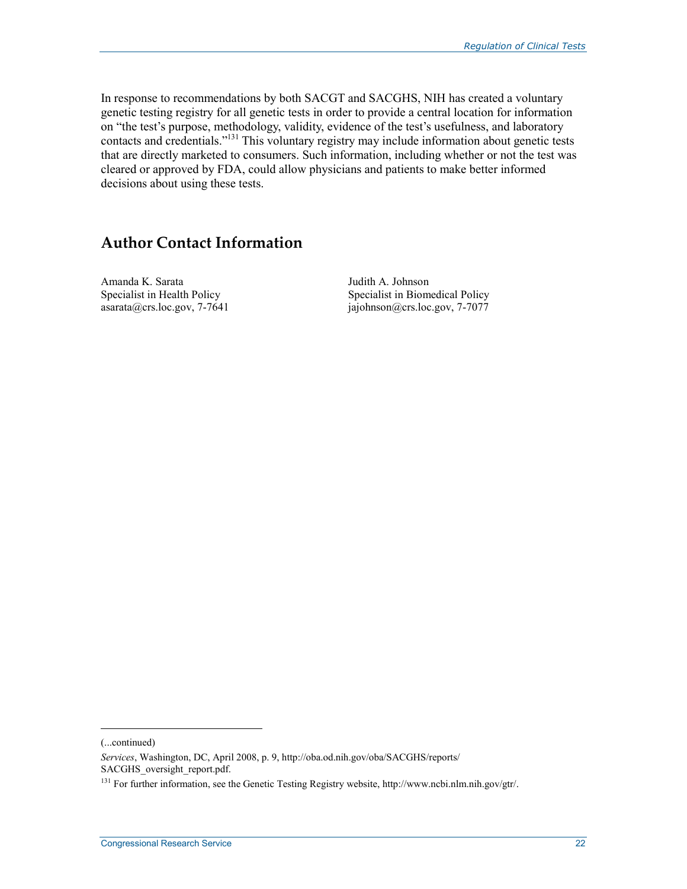In response to recommendations by both SACGT and SACGHS, NIH has created a voluntary genetic testing registry for all genetic tests in order to provide a central location for information on "the test's purpose, methodology, validity, evidence of the test's usefulness, and laboratory contacts and credentials."[131] This voluntary registry may include information about genetic tests that are directly marketed to consumers. Such information, including whether or not the test was cleared or approved by FDA, could allow physicians and patients to make better informed decisions about using these tests.

## Author Contact Information

Amanda K. Sarata
Specialist in Health Policy
asarata@crs.loc.gov, 7-7641

Judith A. Johnson
Specialist in Biomedical Policy
jajohnson@crs.loc.gov, 7-7077

---

(...continued)

*Services*, Washington, DC, April 2008, p. 9, http://oba.od.nih.gov/oba/SACGHS/reports/SACGHS_oversight_report.pdf.

[131] For further information, see the Genetic Testing Registry website, http://www.ncbi.nlm.nih.gov/gtr/.